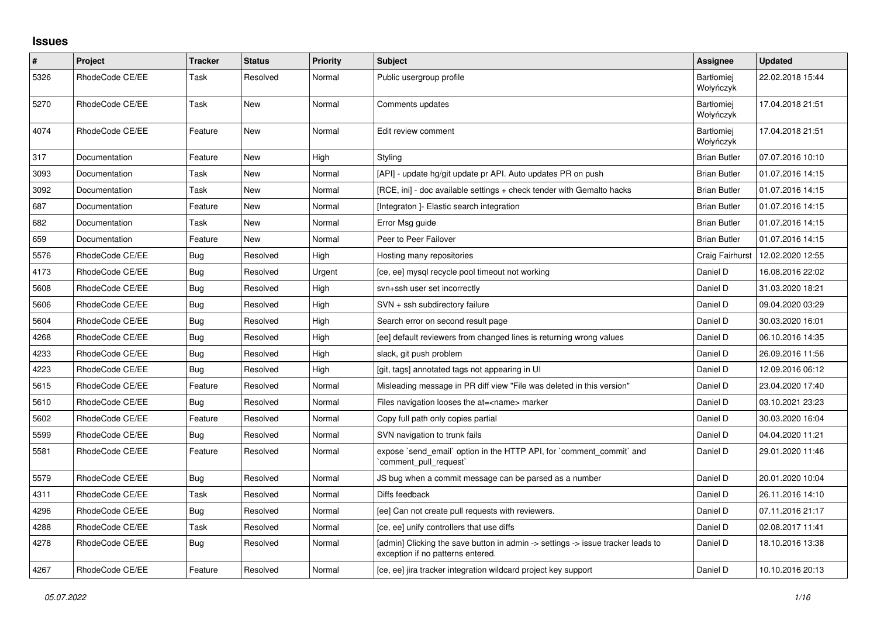# Issues

| # | Project | Tracker | Status | Priority | Subject | Assignee | Updated |
|---|---|---|---|---|---|---|---|
| 5326 | RhodeCode CE/EE | Task | Resolved | Normal | Public usergroup profile | Bartłomiej Wołyńczyk | 22.02.2018 15:44 |
| 5270 | RhodeCode CE/EE | Task | New | Normal | Comments updates | Bartłomiej Wołyńczyk | 17.04.2018 21:51 |
| 4074 | RhodeCode CE/EE | Feature | New | Normal | Edit review comment | Bartłomiej Wołyńczyk | 17.04.2018 21:51 |
| 317 | Documentation | Feature | New | High | Styling | Brian Butler | 07.07.2016 10:10 |
| 3093 | Documentation | Task | New | Normal | [API] - update hg/git update pr API. Auto updates PR on push | Brian Butler | 01.07.2016 14:15 |
| 3092 | Documentation | Task | New | Normal | [RCE, ini] - doc available settings + check tender with Gemalto hacks | Brian Butler | 01.07.2016 14:15 |
| 687 | Documentation | Feature | New | Normal | [Integraton ]- Elastic search integration | Brian Butler | 01.07.2016 14:15 |
| 682 | Documentation | Task | New | Normal | Error Msg guide | Brian Butler | 01.07.2016 14:15 |
| 659 | Documentation | Feature | New | Normal | Peer to Peer Failover | Brian Butler | 01.07.2016 14:15 |
| 5576 | RhodeCode CE/EE | Bug | Resolved | High | Hosting many repositories | Craig Fairhurst | 12.02.2020 12:55 |
| 4173 | RhodeCode CE/EE | Bug | Resolved | Urgent | [ce, ee] mysql recycle pool timeout not working | Daniel D | 16.08.2016 22:02 |
| 5608 | RhodeCode CE/EE | Bug | Resolved | High | svn+ssh user set incorrectly | Daniel D | 31.03.2020 18:21 |
| 5606 | RhodeCode CE/EE | Bug | Resolved | High | SVN + ssh subdirectory failure | Daniel D | 09.04.2020 03:29 |
| 5604 | RhodeCode CE/EE | Bug | Resolved | High | Search error on second result page | Daniel D | 30.03.2020 16:01 |
| 4268 | RhodeCode CE/EE | Bug | Resolved | High | [ee] default reviewers from changed lines is returning wrong values | Daniel D | 06.10.2016 14:35 |
| 4233 | RhodeCode CE/EE | Bug | Resolved | High | slack, git push problem | Daniel D | 26.09.2016 11:56 |
| 4223 | RhodeCode CE/EE | Bug | Resolved | High | [git, tags] annotated tags not appearing in UI | Daniel D | 12.09.2016 06:12 |
| 5615 | RhodeCode CE/EE | Feature | Resolved | Normal | Misleading message in PR diff view "File was deleted in this version" | Daniel D | 23.04.2020 17:40 |
| 5610 | RhodeCode CE/EE | Bug | Resolved | Normal | Files navigation looses the at=<name> marker | Daniel D | 03.10.2021 23:23 |
| 5602 | RhodeCode CE/EE | Feature | Resolved | Normal | Copy full path only copies partial | Daniel D | 30.03.2020 16:04 |
| 5599 | RhodeCode CE/EE | Bug | Resolved | Normal | SVN navigation to trunk fails | Daniel D | 04.04.2020 11:21 |
| 5581 | RhodeCode CE/EE | Feature | Resolved | Normal | expose `send_email` option in the HTTP API, for `comment_commit` and `comment_pull_request` | Daniel D | 29.01.2020 11:46 |
| 5579 | RhodeCode CE/EE | Bug | Resolved | Normal | JS bug when a commit message can be parsed as a number | Daniel D | 20.01.2020 10:04 |
| 4311 | RhodeCode CE/EE | Task | Resolved | Normal | Diffs feedback | Daniel D | 26.11.2016 14:10 |
| 4296 | RhodeCode CE/EE | Bug | Resolved | Normal | [ee] Can not create pull requests with reviewers. | Daniel D | 07.11.2016 21:17 |
| 4288 | RhodeCode CE/EE | Task | Resolved | Normal | [ce, ee] unify controllers that use diffs | Daniel D | 02.08.2017 11:41 |
| 4278 | RhodeCode CE/EE | Bug | Resolved | Normal | [admin] Clicking the save button in admin -> settings -> issue tracker leads to exception if no patterns entered. | Daniel D | 18.10.2016 13:38 |
| 4267 | RhodeCode CE/EE | Feature | Resolved | Normal | [ce, ee] jira tracker integration wildcard project key support | Daniel D | 10.10.2016 20:13 |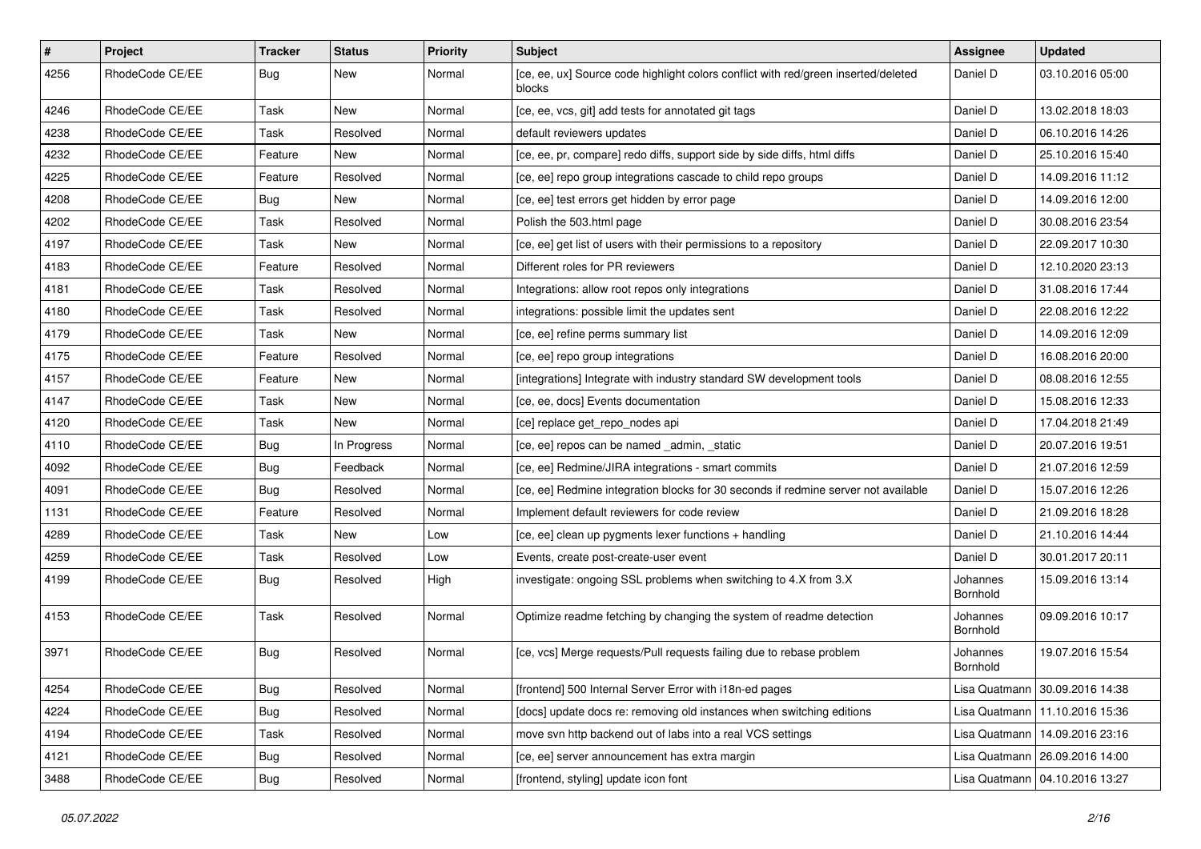| # | Project | Tracker | Status | Priority | Subject | Assignee | Updated |
|---|---|---|---|---|---|---|---|
| 4256 | RhodeCode CE/EE | Bug | New | Normal | [ce, ee, ux] Source code highlight colors conflict with red/green inserted/deleted blocks | Daniel D | 03.10.2016 05:00 |
| 4246 | RhodeCode CE/EE | Task | New | Normal | [ce, ee, vcs, git] add tests for annotated git tags | Daniel D | 13.02.2018 18:03 |
| 4238 | RhodeCode CE/EE | Task | Resolved | Normal | default reviewers updates | Daniel D | 06.10.2016 14:26 |
| 4232 | RhodeCode CE/EE | Feature | New | Normal | [ce, ee, pr, compare] redo diffs, support side by side diffs, html diffs | Daniel D | 25.10.2016 15:40 |
| 4225 | RhodeCode CE/EE | Feature | Resolved | Normal | [ce, ee] repo group integrations cascade to child repo groups | Daniel D | 14.09.2016 11:12 |
| 4208 | RhodeCode CE/EE | Bug | New | Normal | [ce, ee] test errors get hidden by error page | Daniel D | 14.09.2016 12:00 |
| 4202 | RhodeCode CE/EE | Task | Resolved | Normal | Polish the 503.html page | Daniel D | 30.08.2016 23:54 |
| 4197 | RhodeCode CE/EE | Task | New | Normal | [ce, ee] get list of users with their permissions to a repository | Daniel D | 22.09.2017 10:30 |
| 4183 | RhodeCode CE/EE | Feature | Resolved | Normal | Different roles for PR reviewers | Daniel D | 12.10.2020 23:13 |
| 4181 | RhodeCode CE/EE | Task | Resolved | Normal | Integrations: allow root repos only integrations | Daniel D | 31.08.2016 17:44 |
| 4180 | RhodeCode CE/EE | Task | Resolved | Normal | integrations: possible limit the updates sent | Daniel D | 22.08.2016 12:22 |
| 4179 | RhodeCode CE/EE | Task | New | Normal | [ce, ee] refine perms summary list | Daniel D | 14.09.2016 12:09 |
| 4175 | RhodeCode CE/EE | Feature | Resolved | Normal | [ce, ee] repo group integrations | Daniel D | 16.08.2016 20:00 |
| 4157 | RhodeCode CE/EE | Feature | New | Normal | [integrations] Integrate with industry standard SW development tools | Daniel D | 08.08.2016 12:55 |
| 4147 | RhodeCode CE/EE | Task | New | Normal | [ce, ee, docs] Events documentation | Daniel D | 15.08.2016 12:33 |
| 4120 | RhodeCode CE/EE | Task | New | Normal | [ce] replace get_repo_nodes api | Daniel D | 17.04.2018 21:49 |
| 4110 | RhodeCode CE/EE | Bug | In Progress | Normal | [ce, ee] repos can be named _admin, _static | Daniel D | 20.07.2016 19:51 |
| 4092 | RhodeCode CE/EE | Bug | Feedback | Normal | [ce, ee] Redmine/JIRA integrations - smart commits | Daniel D | 21.07.2016 12:59 |
| 4091 | RhodeCode CE/EE | Bug | Resolved | Normal | [ce, ee] Redmine integration blocks for 30 seconds if redmine server not available | Daniel D | 15.07.2016 12:26 |
| 1131 | RhodeCode CE/EE | Feature | Resolved | Normal | Implement default reviewers for code review | Daniel D | 21.09.2016 18:28 |
| 4289 | RhodeCode CE/EE | Task | New | Low | [ce, ee] clean up pygments lexer functions + handling | Daniel D | 21.10.2016 14:44 |
| 4259 | RhodeCode CE/EE | Task | Resolved | Low | Events, create post-create-user event | Daniel D | 30.01.2017 20:11 |
| 4199 | RhodeCode CE/EE | Bug | Resolved | High | investigate: ongoing SSL problems when switching to 4.X from 3.X | Johannes Bornhold | 15.09.2016 13:14 |
| 4153 | RhodeCode CE/EE | Task | Resolved | Normal | Optimize readme fetching by changing the system of readme detection | Johannes Bornhold | 09.09.2016 10:17 |
| 3971 | RhodeCode CE/EE | Bug | Resolved | Normal | [ce, vcs] Merge requests/Pull requests failing due to rebase problem | Johannes Bornhold | 19.07.2016 15:54 |
| 4254 | RhodeCode CE/EE | Bug | Resolved | Normal | [frontend] 500 Internal Server Error with i18n-ed pages | Lisa Quatmann | 30.09.2016 14:38 |
| 4224 | RhodeCode CE/EE | Bug | Resolved | Normal | [docs] update docs re: removing old instances when switching editions | Lisa Quatmann | 11.10.2016 15:36 |
| 4194 | RhodeCode CE/EE | Task | Resolved | Normal | move svn http backend out of labs into a real VCS settings | Lisa Quatmann | 14.09.2016 23:16 |
| 4121 | RhodeCode CE/EE | Bug | Resolved | Normal | [ce, ee] server announcement has extra margin | Lisa Quatmann | 26.09.2016 14:00 |
| 3488 | RhodeCode CE/EE | Bug | Resolved | Normal | [frontend, styling] update icon font | Lisa Quatmann | 04.10.2016 13:27 |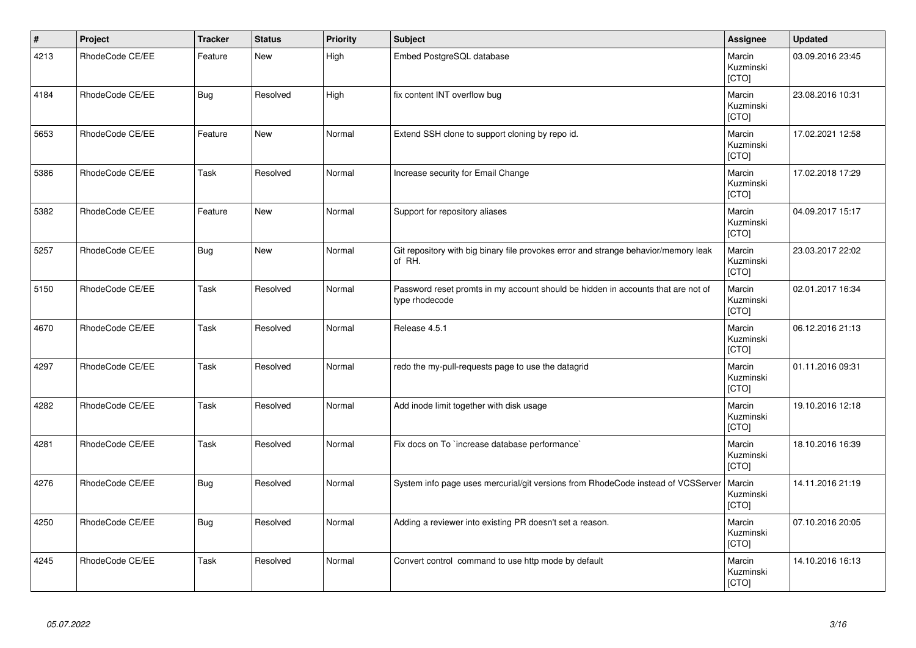| # | Project | Tracker | Status | Priority | Subject | Assignee | Updated |
|---|---|---|---|---|---|---|---|
| 4213 | RhodeCode CE/EE | Feature | New | High | Embed PostgreSQL database | Marcin Kuzminski [CTO] | 03.09.2016 23:45 |
| 4184 | RhodeCode CE/EE | Bug | Resolved | High | fix content INT overflow bug | Marcin Kuzminski [CTO] | 23.08.2016 10:31 |
| 5653 | RhodeCode CE/EE | Feature | New | Normal | Extend SSH clone to support cloning by repo id. | Marcin Kuzminski [CTO] | 17.02.2021 12:58 |
| 5386 | RhodeCode CE/EE | Task | Resolved | Normal | Increase security for Email Change | Marcin Kuzminski [CTO] | 17.02.2018 17:29 |
| 5382 | RhodeCode CE/EE | Feature | New | Normal | Support for repository aliases | Marcin Kuzminski [CTO] | 04.09.2017 15:17 |
| 5257 | RhodeCode CE/EE | Bug | New | Normal | Git repository with big binary file provokes error and strange behavior/memory leak of RH. | Marcin Kuzminski [CTO] | 23.03.2017 22:02 |
| 5150 | RhodeCode CE/EE | Task | Resolved | Normal | Password reset promts in my account should be hidden in accounts that are not of type rhodecode | Marcin Kuzminski [CTO] | 02.01.2017 16:34 |
| 4670 | RhodeCode CE/EE | Task | Resolved | Normal | Release 4.5.1 | Marcin Kuzminski [CTO] | 06.12.2016 21:13 |
| 4297 | RhodeCode CE/EE | Task | Resolved | Normal | redo the my-pull-requests page to use the datagrid | Marcin Kuzminski [CTO] | 01.11.2016 09:31 |
| 4282 | RhodeCode CE/EE | Task | Resolved | Normal | Add inode limit together with disk usage | Marcin Kuzminski [CTO] | 19.10.2016 12:18 |
| 4281 | RhodeCode CE/EE | Task | Resolved | Normal | Fix docs on To `increase database performance` | Marcin Kuzminski [CTO] | 18.10.2016 16:39 |
| 4276 | RhodeCode CE/EE | Bug | Resolved | Normal | System info page uses mercurial/git versions from RhodeCode instead of VCSServer | Marcin Kuzminski [CTO] | 14.11.2016 21:19 |
| 4250 | RhodeCode CE/EE | Bug | Resolved | Normal | Adding a reviewer into existing PR doesn't set a reason. | Marcin Kuzminski [CTO] | 07.10.2016 20:05 |
| 4245 | RhodeCode CE/EE | Task | Resolved | Normal | Convert control command to use http mode by default | Marcin Kuzminski [CTO] | 14.10.2016 16:13 |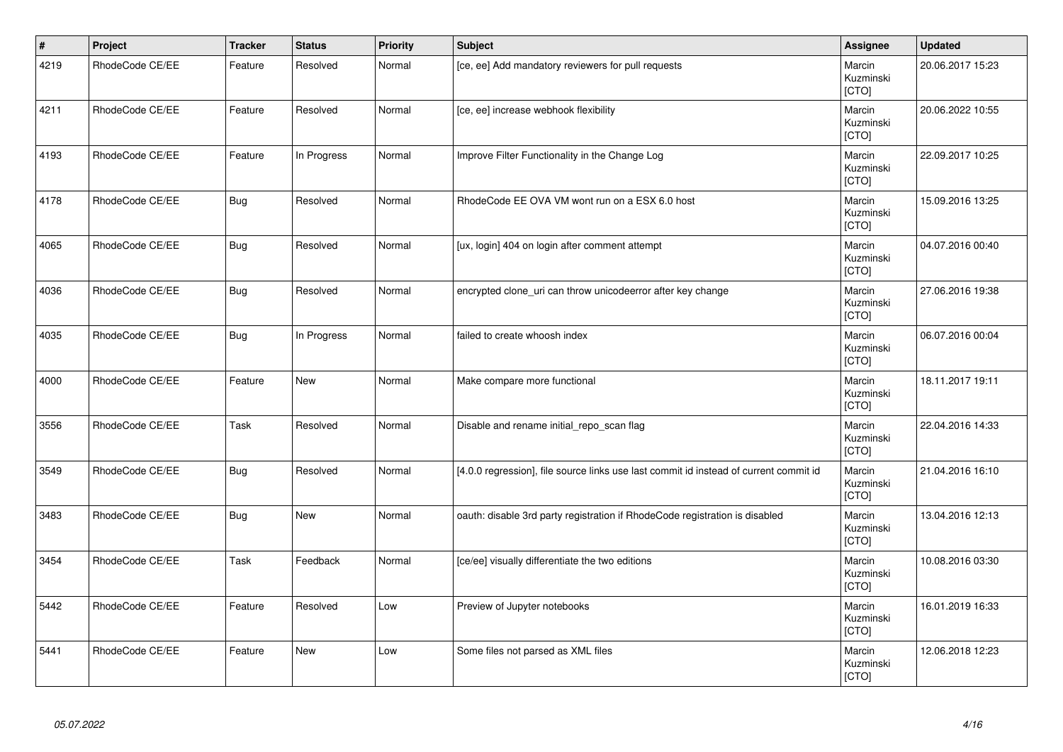| # | Project | Tracker | Status | Priority | Subject | Assignee | Updated |
|---|---|---|---|---|---|---|---|
| 4219 | RhodeCode CE/EE | Feature | Resolved | Normal | [ce, ee] Add mandatory reviewers for pull requests | Marcin Kuzminski [CTO] | 20.06.2017 15:23 |
| 4211 | RhodeCode CE/EE | Feature | Resolved | Normal | [ce, ee] increase webhook flexibility | Marcin Kuzminski [CTO] | 20.06.2022 10:55 |
| 4193 | RhodeCode CE/EE | Feature | In Progress | Normal | Improve Filter Functionality in the Change Log | Marcin Kuzminski [CTO] | 22.09.2017 10:25 |
| 4178 | RhodeCode CE/EE | Bug | Resolved | Normal | RhodeCode EE OVA VM wont run on a ESX 6.0 host | Marcin Kuzminski [CTO] | 15.09.2016 13:25 |
| 4065 | RhodeCode CE/EE | Bug | Resolved | Normal | [ux, login] 404 on login after comment attempt | Marcin Kuzminski [CTO] | 04.07.2016 00:40 |
| 4036 | RhodeCode CE/EE | Bug | Resolved | Normal | encrypted clone_uri can throw unicodeerror after key change | Marcin Kuzminski [CTO] | 27.06.2016 19:38 |
| 4035 | RhodeCode CE/EE | Bug | In Progress | Normal | failed to create whoosh index | Marcin Kuzminski [CTO] | 06.07.2016 00:04 |
| 4000 | RhodeCode CE/EE | Feature | New | Normal | Make compare more functional | Marcin Kuzminski [CTO] | 18.11.2017 19:11 |
| 3556 | RhodeCode CE/EE | Task | Resolved | Normal | Disable and rename initial_repo_scan flag | Marcin Kuzminski [CTO] | 22.04.2016 14:33 |
| 3549 | RhodeCode CE/EE | Bug | Resolved | Normal | [4.0.0 regression], file source links use last commit id instead of current commit id | Marcin Kuzminski [CTO] | 21.04.2016 16:10 |
| 3483 | RhodeCode CE/EE | Bug | New | Normal | oauth: disable 3rd party registration if RhodeCode registration is disabled | Marcin Kuzminski [CTO] | 13.04.2016 12:13 |
| 3454 | RhodeCode CE/EE | Task | Feedback | Normal | [ce/ee] visually differentiate the two editions | Marcin Kuzminski [CTO] | 10.08.2016 03:30 |
| 5442 | RhodeCode CE/EE | Feature | Resolved | Low | Preview of Jupyter notebooks | Marcin Kuzminski [CTO] | 16.01.2019 16:33 |
| 5441 | RhodeCode CE/EE | Feature | New | Low | Some files not parsed as XML files | Marcin Kuzminski [CTO] | 12.06.2018 12:23 |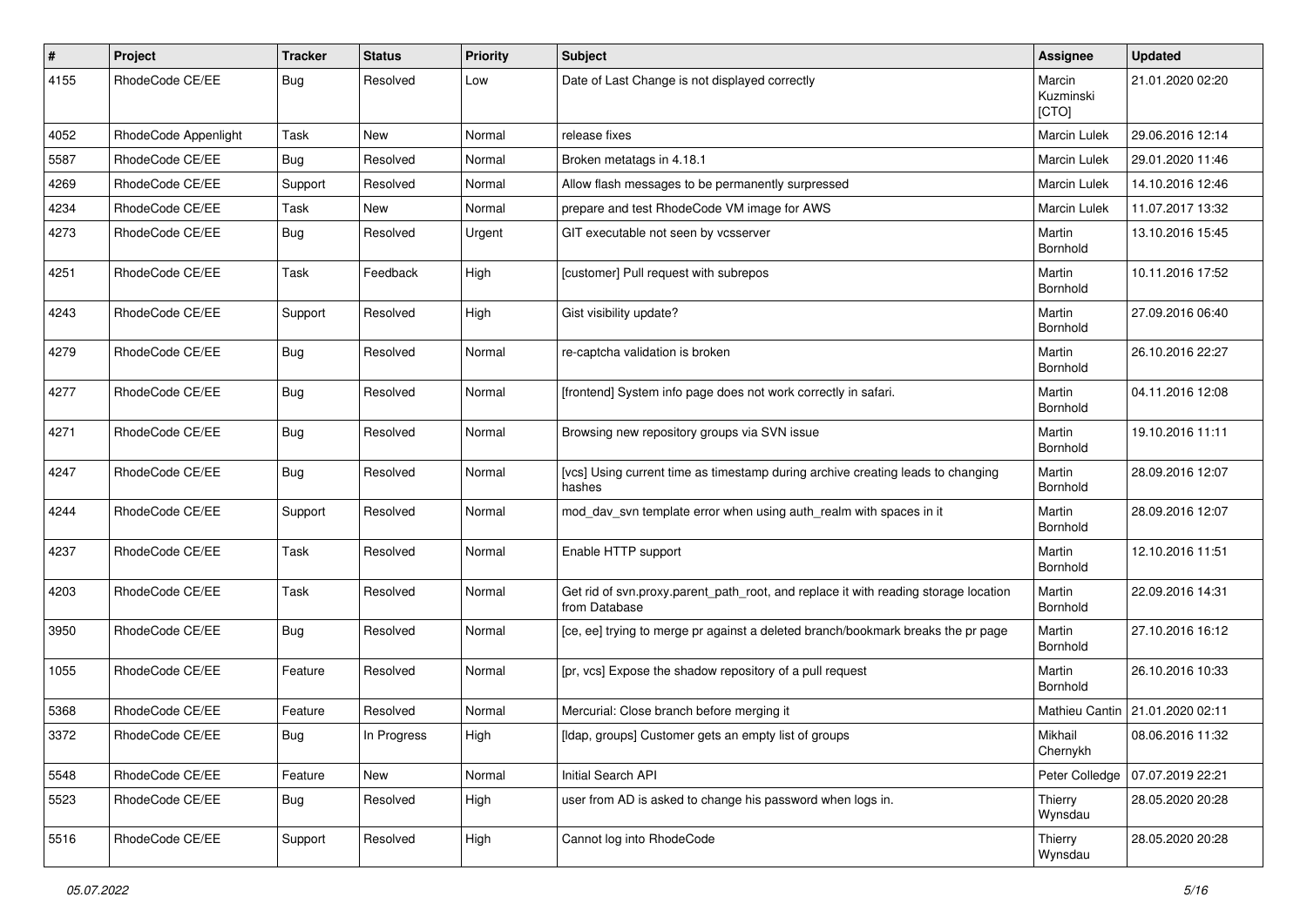| # | Project | Tracker | Status | Priority | Subject | Assignee | Updated |
|---|---|---|---|---|---|---|---|
| 4155 | RhodeCode CE/EE | Bug | Resolved | Low | Date of Last Change is not displayed correctly | Marcin Kuzminski [CTO] | 21.01.2020 02:20 |
| 4052 | RhodeCode Appenlight | Task | New | Normal | release fixes | Marcin Lulek | 29.06.2016 12:14 |
| 5587 | RhodeCode CE/EE | Bug | Resolved | Normal | Broken metatags in 4.18.1 | Marcin Lulek | 29.01.2020 11:46 |
| 4269 | RhodeCode CE/EE | Support | Resolved | Normal | Allow flash messages to be permanently surpressed | Marcin Lulek | 14.10.2016 12:46 |
| 4234 | RhodeCode CE/EE | Task | New | Normal | prepare and test RhodeCode VM image for AWS | Marcin Lulek | 11.07.2017 13:32 |
| 4273 | RhodeCode CE/EE | Bug | Resolved | Urgent | GIT executable not seen by vcsserver | Martin Bornhold | 13.10.2016 15:45 |
| 4251 | RhodeCode CE/EE | Task | Feedback | High | [customer] Pull request with subrepos | Martin Bornhold | 10.11.2016 17:52 |
| 4243 | RhodeCode CE/EE | Support | Resolved | High | Gist visibility update? | Martin Bornhold | 27.09.2016 06:40 |
| 4279 | RhodeCode CE/EE | Bug | Resolved | Normal | re-captcha validation is broken | Martin Bornhold | 26.10.2016 22:27 |
| 4277 | RhodeCode CE/EE | Bug | Resolved | Normal | [frontend] System info page does not work correctly in safari. | Martin Bornhold | 04.11.2016 12:08 |
| 4271 | RhodeCode CE/EE | Bug | Resolved | Normal | Browsing new repository groups via SVN issue | Martin Bornhold | 19.10.2016 11:11 |
| 4247 | RhodeCode CE/EE | Bug | Resolved | Normal | [vcs] Using current time as timestamp during archive creating leads to changing hashes | Martin Bornhold | 28.09.2016 12:07 |
| 4244 | RhodeCode CE/EE | Support | Resolved | Normal | mod_dav_svn template error when using auth_realm with spaces in it | Martin Bornhold | 28.09.2016 12:07 |
| 4237 | RhodeCode CE/EE | Task | Resolved | Normal | Enable HTTP support | Martin Bornhold | 12.10.2016 11:51 |
| 4203 | RhodeCode CE/EE | Task | Resolved | Normal | Get rid of svn.proxy.parent_path_root, and replace it with reading storage location from Database | Martin Bornhold | 22.09.2016 14:31 |
| 3950 | RhodeCode CE/EE | Bug | Resolved | Normal | [ce, ee] trying to merge pr against a deleted branch/bookmark breaks the pr page | Martin Bornhold | 27.10.2016 16:12 |
| 1055 | RhodeCode CE/EE | Feature | Resolved | Normal | [pr, vcs] Expose the shadow repository of a pull request | Martin Bornhold | 26.10.2016 10:33 |
| 5368 | RhodeCode CE/EE | Feature | Resolved | Normal | Mercurial: Close branch before merging it | Mathieu Cantin | 21.01.2020 02:11 |
| 3372 | RhodeCode CE/EE | Bug | In Progress | High | [ldap, groups] Customer gets an empty list of groups | Mikhail Chernykh | 08.06.2016 11:32 |
| 5548 | RhodeCode CE/EE | Feature | New | Normal | Initial Search API | Peter Colledge | 07.07.2019 22:21 |
| 5523 | RhodeCode CE/EE | Bug | Resolved | High | user from AD is asked to change his password when logs in. | Thierry Wynsdau | 28.05.2020 20:28 |
| 5516 | RhodeCode CE/EE | Support | Resolved | High | Cannot log into RhodeCode | Thierry Wynsdau | 28.05.2020 20:28 |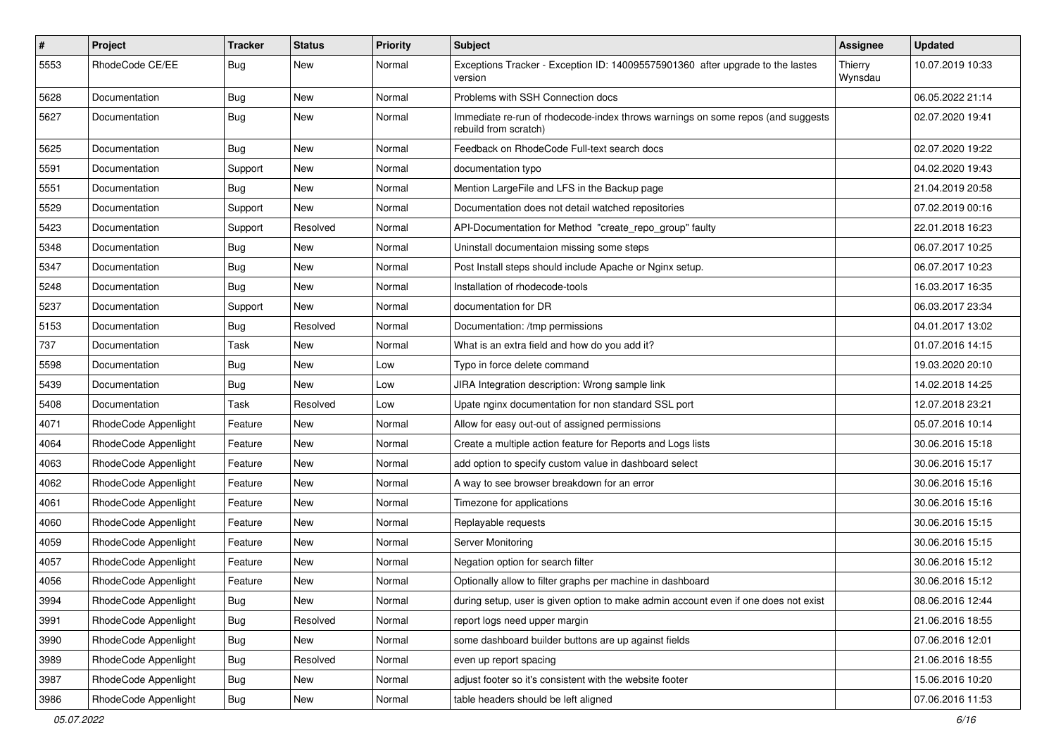| # | Project | Tracker | Status | Priority | Subject | Assignee | Updated |
|---|---|---|---|---|---|---|---|
| 5553 | RhodeCode CE/EE | Bug | New | Normal | Exceptions Tracker - Exception ID: 140095575901360 after upgrade to the lastes version | Thierry Wynsdau | 10.07.2019 10:33 |
| 5628 | Documentation | Bug | New | Normal | Problems with SSH Connection docs | | 06.05.2022 21:14 |
| 5627 | Documentation | Bug | New | Normal | Immediate re-run of rhodecode-index throws warnings on some repos (and suggests rebuild from scratch) | | 02.07.2020 19:41 |
| 5625 | Documentation | Bug | New | Normal | Feedback on RhodeCode Full-text search docs | | 02.07.2020 19:22 |
| 5591 | Documentation | Support | New | Normal | documentation typo | | 04.02.2020 19:43 |
| 5551 | Documentation | Bug | New | Normal | Mention LargeFile and LFS in the Backup page | | 21.04.2019 20:58 |
| 5529 | Documentation | Support | New | Normal | Documentation does not detail watched repositories | | 07.02.2019 00:16 |
| 5423 | Documentation | Support | Resolved | Normal | API-Documentation for Method "create_repo_group" faulty | | 22.01.2018 16:23 |
| 5348 | Documentation | Bug | New | Normal | Uninstall documentaion missing some steps | | 06.07.2017 10:25 |
| 5347 | Documentation | Bug | New | Normal | Post Install steps should include Apache or Nginx setup. | | 06.07.2017 10:23 |
| 5248 | Documentation | Bug | New | Normal | Installation of rhodecode-tools | | 16.03.2017 16:35 |
| 5237 | Documentation | Support | New | Normal | documentation for DR | | 06.03.2017 23:34 |
| 5153 | Documentation | Bug | Resolved | Normal | Documentation: /tmp permissions | | 04.01.2017 13:02 |
| 737 | Documentation | Task | New | Normal | What is an extra field and how do you add it? | | 01.07.2016 14:15 |
| 5598 | Documentation | Bug | New | Low | Typo in force delete command | | 19.03.2020 20:10 |
| 5439 | Documentation | Bug | New | Low | JIRA Integration description: Wrong sample link | | 14.02.2018 14:25 |
| 5408 | Documentation | Task | Resolved | Low | Upate nginx documentation for non standard SSL port | | 12.07.2018 23:21 |
| 4071 | RhodeCode Appenlight | Feature | New | Normal | Allow for easy out-out of assigned permissions | | 05.07.2016 10:14 |
| 4064 | RhodeCode Appenlight | Feature | New | Normal | Create a multiple action feature for Reports and Logs lists | | 30.06.2016 15:18 |
| 4063 | RhodeCode Appenlight | Feature | New | Normal | add option to specify custom value in dashboard select | | 30.06.2016 15:17 |
| 4062 | RhodeCode Appenlight | Feature | New | Normal | A way to see browser breakdown for an error | | 30.06.2016 15:16 |
| 4061 | RhodeCode Appenlight | Feature | New | Normal | Timezone for applications | | 30.06.2016 15:16 |
| 4060 | RhodeCode Appenlight | Feature | New | Normal | Replayable requests | | 30.06.2016 15:15 |
| 4059 | RhodeCode Appenlight | Feature | New | Normal | Server Monitoring | | 30.06.2016 15:15 |
| 4057 | RhodeCode Appenlight | Feature | New | Normal | Negation option for search filter | | 30.06.2016 15:12 |
| 4056 | RhodeCode Appenlight | Feature | New | Normal | Optionally allow to filter graphs per machine in dashboard | | 30.06.2016 15:12 |
| 3994 | RhodeCode Appenlight | Bug | New | Normal | during setup, user is given option to make admin account even if one does not exist | | 08.06.2016 12:44 |
| 3991 | RhodeCode Appenlight | Bug | Resolved | Normal | report logs need upper margin | | 21.06.2016 18:55 |
| 3990 | RhodeCode Appenlight | Bug | New | Normal | some dashboard builder buttons are up against fields | | 07.06.2016 12:01 |
| 3989 | RhodeCode Appenlight | Bug | Resolved | Normal | even up report spacing | | 21.06.2016 18:55 |
| 3987 | RhodeCode Appenlight | Bug | New | Normal | adjust footer so it's consistent with the website footer | | 15.06.2016 10:20 |
| 3986 | RhodeCode Appenlight | Bug | New | Normal | table headers should be left aligned | | 07.06.2016 11:53 |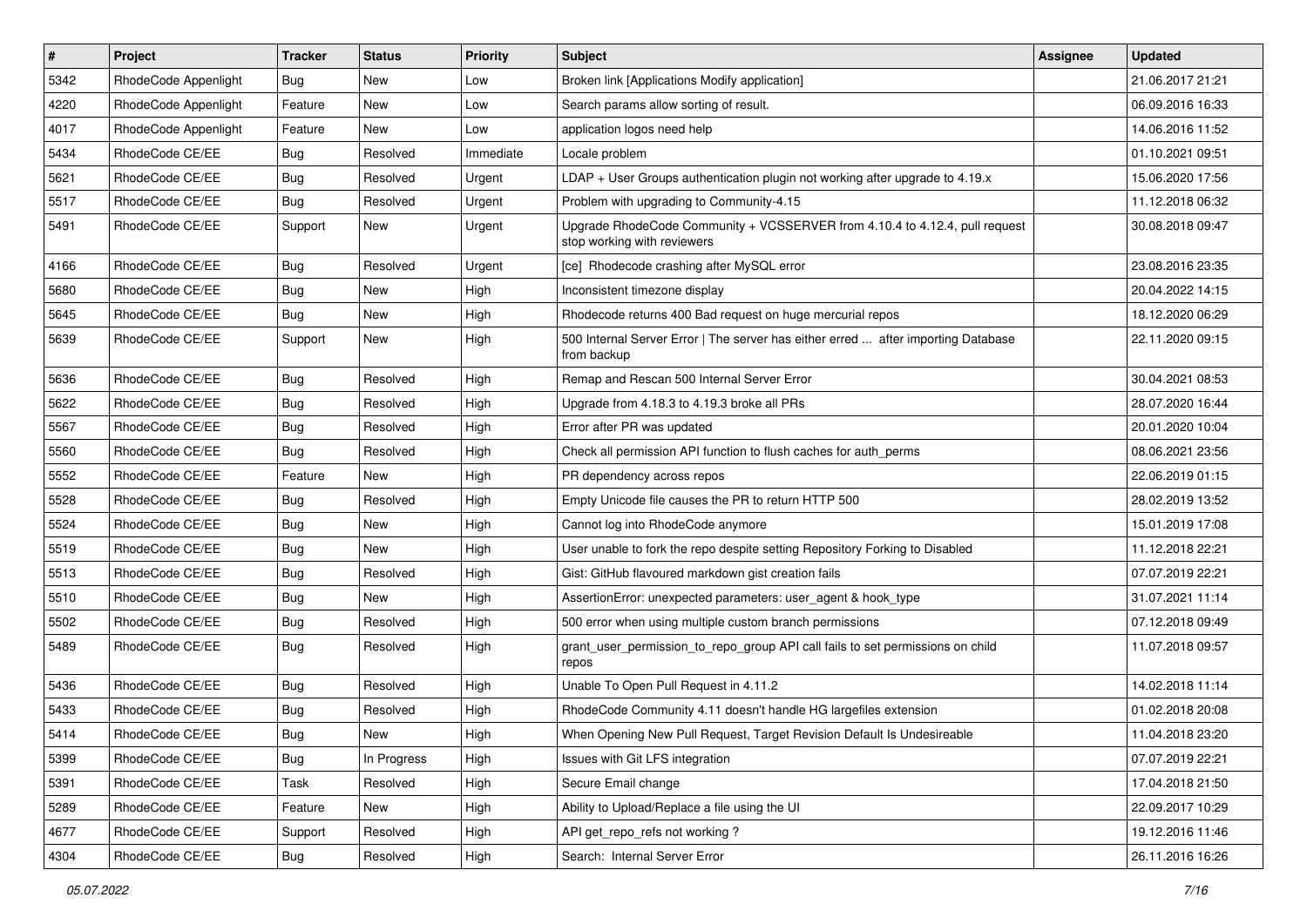| # | Project | Tracker | Status | Priority | Subject | Assignee | Updated |
| --- | --- | --- | --- | --- | --- | --- | --- |
| 5342 | RhodeCode Appenlight | Bug | New | Low | Broken link [Applications Modify application] | | 21.06.2017 21:21 |
| 4220 | RhodeCode Appenlight | Feature | New | Low | Search params allow sorting of result. | | 06.09.2016 16:33 |
| 4017 | RhodeCode Appenlight | Feature | New | Low | application logos need help | | 14.06.2016 11:52 |
| 5434 | RhodeCode CE/EE | Bug | Resolved | Immediate | Locale problem | | 01.10.2021 09:51 |
| 5621 | RhodeCode CE/EE | Bug | Resolved | Urgent | LDAP + User Groups authentication plugin not working after upgrade to 4.19.x | | 15.06.2020 17:56 |
| 5517 | RhodeCode CE/EE | Bug | Resolved | Urgent | Problem with upgrading to Community-4.15 | | 11.12.2018 06:32 |
| 5491 | RhodeCode CE/EE | Support | New | Urgent | Upgrade RhodeCode Community + VCSSERVER from 4.10.4 to 4.12.4, pull request stop working with reviewers | | 30.08.2018 09:47 |
| 4166 | RhodeCode CE/EE | Bug | Resolved | Urgent | [ce] Rhodecode crashing after MySQL error | | 23.08.2016 23:35 |
| 5680 | RhodeCode CE/EE | Bug | New | High | Inconsistent timezone display | | 20.04.2022 14:15 |
| 5645 | RhodeCode CE/EE | Bug | New | High | Rhodecode returns 400 Bad request on huge mercurial repos | | 18.12.2020 06:29 |
| 5639 | RhodeCode CE/EE | Support | New | High | 500 Internal Server Error \| The server has either erred ... after importing Database from backup | | 22.11.2020 09:15 |
| 5636 | RhodeCode CE/EE | Bug | Resolved | High | Remap and Rescan 500 Internal Server Error | | 30.04.2021 08:53 |
| 5622 | RhodeCode CE/EE | Bug | Resolved | High | Upgrade from 4.18.3 to 4.19.3 broke all PRs | | 28.07.2020 16:44 |
| 5567 | RhodeCode CE/EE | Bug | Resolved | High | Error after PR was updated | | 20.01.2020 10:04 |
| 5560 | RhodeCode CE/EE | Bug | Resolved | High | Check all permission API function to flush caches for auth_perms | | 08.06.2021 23:56 |
| 5552 | RhodeCode CE/EE | Feature | New | High | PR dependency across repos | | 22.06.2019 01:15 |
| 5528 | RhodeCode CE/EE | Bug | Resolved | High | Empty Unicode file causes the PR to return HTTP 500 | | 28.02.2019 13:52 |
| 5524 | RhodeCode CE/EE | Bug | New | High | Cannot log into RhodeCode anymore | | 15.01.2019 17:08 |
| 5519 | RhodeCode CE/EE | Bug | New | High | User unable to fork the repo despite setting Repository Forking to Disabled | | 11.12.2018 22:21 |
| 5513 | RhodeCode CE/EE | Bug | Resolved | High | Gist: GitHub flavoured markdown gist creation fails | | 07.07.2019 22:21 |
| 5510 | RhodeCode CE/EE | Bug | New | High | AssertionError: unexpected parameters: user_agent & hook_type | | 31.07.2021 11:14 |
| 5502 | RhodeCode CE/EE | Bug | Resolved | High | 500 error when using multiple custom branch permissions | | 07.12.2018 09:49 |
| 5489 | RhodeCode CE/EE | Bug | Resolved | High | grant_user_permission_to_repo_group API call fails to set permissions on child repos | | 11.07.2018 09:57 |
| 5436 | RhodeCode CE/EE | Bug | Resolved | High | Unable To Open Pull Request in 4.11.2 | | 14.02.2018 11:14 |
| 5433 | RhodeCode CE/EE | Bug | Resolved | High | RhodeCode Community 4.11 doesn't handle HG largefiles extension | | 01.02.2018 20:08 |
| 5414 | RhodeCode CE/EE | Bug | New | High | When Opening New Pull Request, Target Revision Default Is Undesireable | | 11.04.2018 23:20 |
| 5399 | RhodeCode CE/EE | Bug | In Progress | High | Issues with Git LFS integration | | 07.07.2019 22:21 |
| 5391 | RhodeCode CE/EE | Task | Resolved | High | Secure Email change | | 17.04.2018 21:50 |
| 5289 | RhodeCode CE/EE | Feature | New | High | Ability to Upload/Replace a file using the UI | | 22.09.2017 10:29 |
| 4677 | RhodeCode CE/EE | Support | Resolved | High | API get_repo_refs not working ? | | 19.12.2016 11:46 |
| 4304 | RhodeCode CE/EE | Bug | Resolved | High | Search: Internal Server Error | | 26.11.2016 16:26 |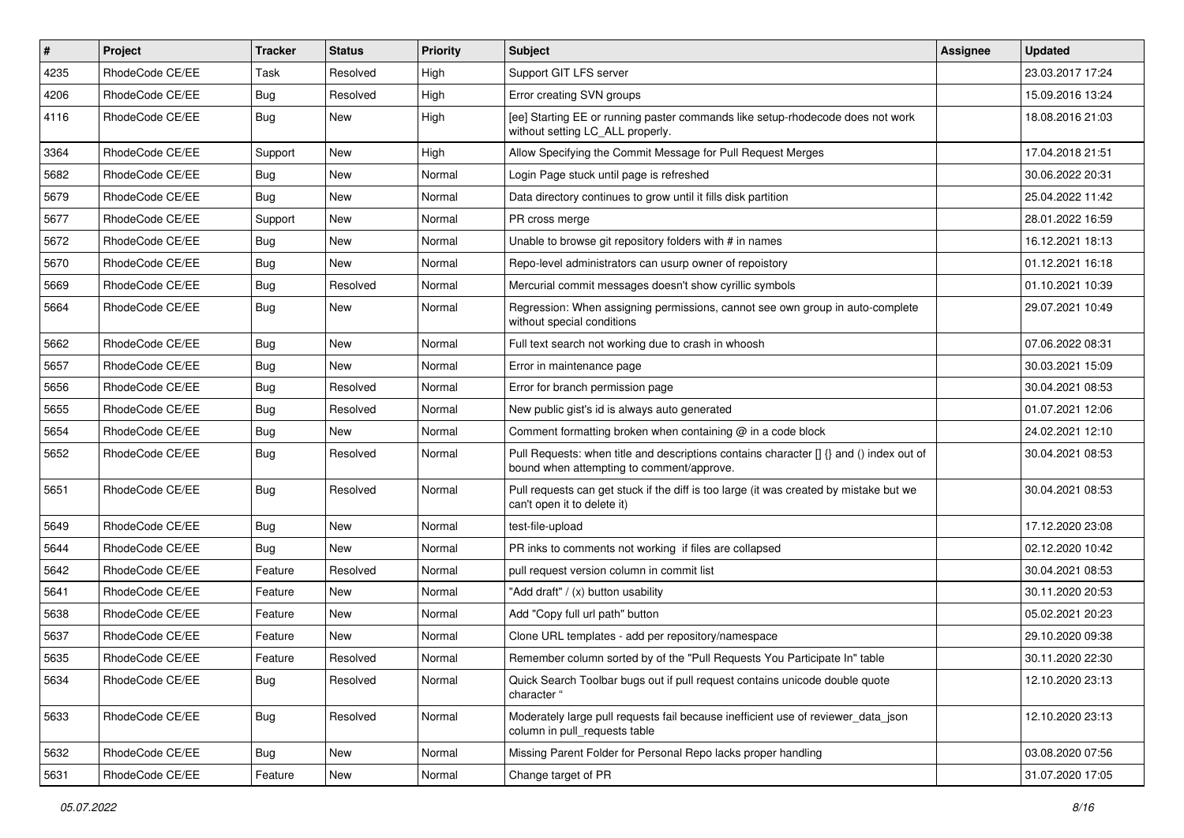| # | Project | Tracker | Status | Priority | Subject | Assignee | Updated |
| --- | --- | --- | --- | --- | --- | --- | --- |
| 4235 | RhodeCode CE/EE | Task | Resolved | High | Support GIT LFS server | | 23.03.2017 17:24 |
| 4206 | RhodeCode CE/EE | Bug | Resolved | High | Error creating SVN groups | | 15.09.2016 13:24 |
| 4116 | RhodeCode CE/EE | Bug | New | High | [ee] Starting EE or running paster commands like setup-rhodecode does not work without setting LC_ALL properly. | | 18.08.2016 21:03 |
| 3364 | RhodeCode CE/EE | Support | New | High | Allow Specifying the Commit Message for Pull Request Merges | | 17.04.2018 21:51 |
| 5682 | RhodeCode CE/EE | Bug | New | Normal | Login Page stuck until page is refreshed | | 30.06.2022 20:31 |
| 5679 | RhodeCode CE/EE | Bug | New | Normal | Data directory continues to grow until it fills disk partition | | 25.04.2022 11:42 |
| 5677 | RhodeCode CE/EE | Support | New | Normal | PR cross merge | | 28.01.2022 16:59 |
| 5672 | RhodeCode CE/EE | Bug | New | Normal | Unable to browse git repository folders with # in names | | 16.12.2021 18:13 |
| 5670 | RhodeCode CE/EE | Bug | New | Normal | Repo-level administrators can usurp owner of repoistory | | 01.12.2021 16:18 |
| 5669 | RhodeCode CE/EE | Bug | Resolved | Normal | Mercurial commit messages doesn't show cyrillic symbols | | 01.10.2021 10:39 |
| 5664 | RhodeCode CE/EE | Bug | New | Normal | Regression: When assigning permissions, cannot see own group in auto-complete without special conditions | | 29.07.2021 10:49 |
| 5662 | RhodeCode CE/EE | Bug | New | Normal | Full text search not working due to crash in whoosh | | 07.06.2022 08:31 |
| 5657 | RhodeCode CE/EE | Bug | New | Normal | Error in maintenance page | | 30.03.2021 15:09 |
| 5656 | RhodeCode CE/EE | Bug | Resolved | Normal | Error for branch permission page | | 30.04.2021 08:53 |
| 5655 | RhodeCode CE/EE | Bug | Resolved | Normal | New public gist's id is always auto generated | | 01.07.2021 12:06 |
| 5654 | RhodeCode CE/EE | Bug | New | Normal | Comment formatting broken when containing @ in a code block | | 24.02.2021 12:10 |
| 5652 | RhodeCode CE/EE | Bug | Resolved | Normal | Pull Requests: when title and descriptions contains character [] {} and () index out of bound when attempting to comment/approve. | | 30.04.2021 08:53 |
| 5651 | RhodeCode CE/EE | Bug | Resolved | Normal | Pull requests can get stuck if the diff is too large (it was created by mistake but we can't open it to delete it) | | 30.04.2021 08:53 |
| 5649 | RhodeCode CE/EE | Bug | New | Normal | test-file-upload | | 17.12.2020 23:08 |
| 5644 | RhodeCode CE/EE | Bug | New | Normal | PR inks to comments not working if files are collapsed | | 02.12.2020 10:42 |
| 5642 | RhodeCode CE/EE | Feature | Resolved | Normal | pull request version column in commit list | | 30.04.2021 08:53 |
| 5641 | RhodeCode CE/EE | Feature | New | Normal | "Add draft" / (x) button usability | | 30.11.2020 20:53 |
| 5638 | RhodeCode CE/EE | Feature | New | Normal | Add "Copy full url path" button | | 05.02.2021 20:23 |
| 5637 | RhodeCode CE/EE | Feature | New | Normal | Clone URL templates - add per repository/namespace | | 29.10.2020 09:38 |
| 5635 | RhodeCode CE/EE | Feature | Resolved | Normal | Remember column sorted by of the "Pull Requests You Participate In" table | | 30.11.2020 22:30 |
| 5634 | RhodeCode CE/EE | Bug | Resolved | Normal | Quick Search Toolbar bugs out if pull request contains unicode double quote character " | | 12.10.2020 23:13 |
| 5633 | RhodeCode CE/EE | Bug | Resolved | Normal | Moderately large pull requests fail because inefficient use of reviewer_data_json column in pull_requests table | | 12.10.2020 23:13 |
| 5632 | RhodeCode CE/EE | Bug | New | Normal | Missing Parent Folder for Personal Repo lacks proper handling | | 03.08.2020 07:56 |
| 5631 | RhodeCode CE/EE | Feature | New | Normal | Change target of PR | | 31.07.2020 17:05 |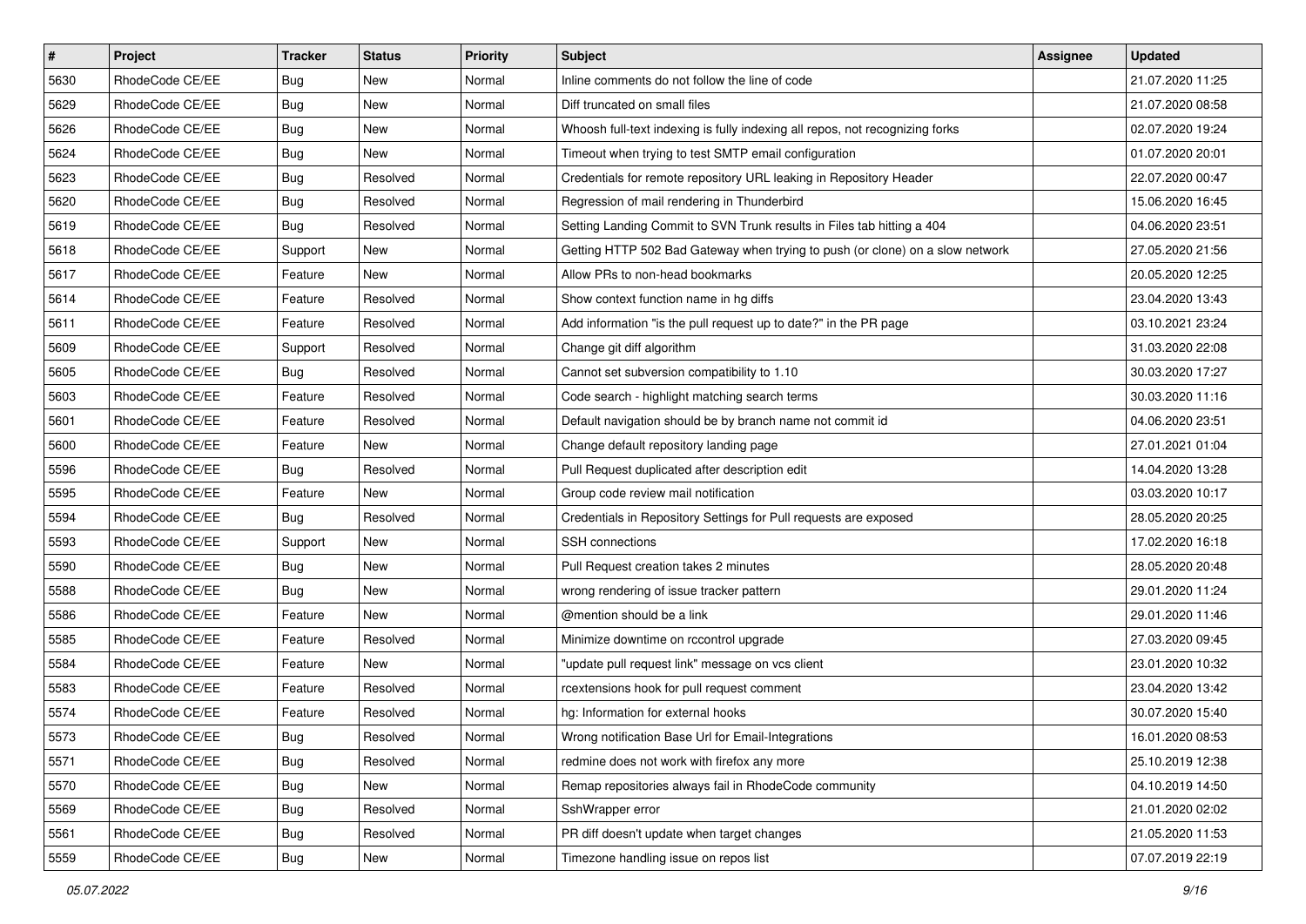| # | Project | Tracker | Status | Priority | Subject | Assignee | Updated |
|---|---|---|---|---|---|---|---|
| 5630 | RhodeCode CE/EE | Bug | New | Normal | Inline comments do not follow the line of code | | 21.07.2020 11:25 |
| 5629 | RhodeCode CE/EE | Bug | New | Normal | Diff truncated on small files | | 21.07.2020 08:58 |
| 5626 | RhodeCode CE/EE | Bug | New | Normal | Whoosh full-text indexing is fully indexing all repos, not recognizing forks | | 02.07.2020 19:24 |
| 5624 | RhodeCode CE/EE | Bug | New | Normal | Timeout when trying to test SMTP email configuration | | 01.07.2020 20:01 |
| 5623 | RhodeCode CE/EE | Bug | Resolved | Normal | Credentials for remote repository URL leaking in Repository Header | | 22.07.2020 00:47 |
| 5620 | RhodeCode CE/EE | Bug | Resolved | Normal | Regression of mail rendering in Thunderbird | | 15.06.2020 16:45 |
| 5619 | RhodeCode CE/EE | Bug | Resolved | Normal | Setting Landing Commit to SVN Trunk results in Files tab hitting a 404 | | 04.06.2020 23:51 |
| 5618 | RhodeCode CE/EE | Support | New | Normal | Getting HTTP 502 Bad Gateway when trying to push (or clone) on a slow network | | 27.05.2020 21:56 |
| 5617 | RhodeCode CE/EE | Feature | New | Normal | Allow PRs to non-head bookmarks | | 20.05.2020 12:25 |
| 5614 | RhodeCode CE/EE | Feature | Resolved | Normal | Show context function name in hg diffs | | 23.04.2020 13:43 |
| 5611 | RhodeCode CE/EE | Feature | Resolved | Normal | Add information "is the pull request up to date?" in the PR page | | 03.10.2021 23:24 |
| 5609 | RhodeCode CE/EE | Support | Resolved | Normal | Change git diff algorithm | | 31.03.2020 22:08 |
| 5605 | RhodeCode CE/EE | Bug | Resolved | Normal | Cannot set subversion compatibility to 1.10 | | 30.03.2020 17:27 |
| 5603 | RhodeCode CE/EE | Feature | Resolved | Normal | Code search - highlight matching search terms | | 30.03.2020 11:16 |
| 5601 | RhodeCode CE/EE | Feature | Resolved | Normal | Default navigation should be by branch name not commit id | | 04.06.2020 23:51 |
| 5600 | RhodeCode CE/EE | Feature | New | Normal | Change default repository landing page | | 27.01.2021 01:04 |
| 5596 | RhodeCode CE/EE | Bug | Resolved | Normal | Pull Request duplicated after description edit | | 14.04.2020 13:28 |
| 5595 | RhodeCode CE/EE | Feature | New | Normal | Group code review mail notification | | 03.03.2020 10:17 |
| 5594 | RhodeCode CE/EE | Bug | Resolved | Normal | Credentials in Repository Settings for Pull requests are exposed | | 28.05.2020 20:25 |
| 5593 | RhodeCode CE/EE | Support | New | Normal | SSH connections | | 17.02.2020 16:18 |
| 5590 | RhodeCode CE/EE | Bug | New | Normal | Pull Request creation takes 2 minutes | | 28.05.2020 20:48 |
| 5588 | RhodeCode CE/EE | Bug | New | Normal | wrong rendering of issue tracker pattern | | 29.01.2020 11:24 |
| 5586 | RhodeCode CE/EE | Feature | New | Normal | @mention should be a link | | 29.01.2020 11:46 |
| 5585 | RhodeCode CE/EE | Feature | Resolved | Normal | Minimize downtime on rccontrol upgrade | | 27.03.2020 09:45 |
| 5584 | RhodeCode CE/EE | Feature | New | Normal | "update pull request link" message on vcs client | | 23.01.2020 10:32 |
| 5583 | RhodeCode CE/EE | Feature | Resolved | Normal | rcextensions hook for pull request comment | | 23.04.2020 13:42 |
| 5574 | RhodeCode CE/EE | Feature | Resolved | Normal | hg: Information for external hooks | | 30.07.2020 15:40 |
| 5573 | RhodeCode CE/EE | Bug | Resolved | Normal | Wrong notification Base Url for Email-Integrations | | 16.01.2020 08:53 |
| 5571 | RhodeCode CE/EE | Bug | Resolved | Normal | redmine does not work with firefox any more | | 25.10.2019 12:38 |
| 5570 | RhodeCode CE/EE | Bug | New | Normal | Remap repositories always fail in RhodeCode community | | 04.10.2019 14:50 |
| 5569 | RhodeCode CE/EE | Bug | Resolved | Normal | SshWrapper error | | 21.01.2020 02:02 |
| 5561 | RhodeCode CE/EE | Bug | Resolved | Normal | PR diff doesn't update when target changes | | 21.05.2020 11:53 |
| 5559 | RhodeCode CE/EE | Bug | New | Normal | Timezone handling issue on repos list | | 07.07.2019 22:19 |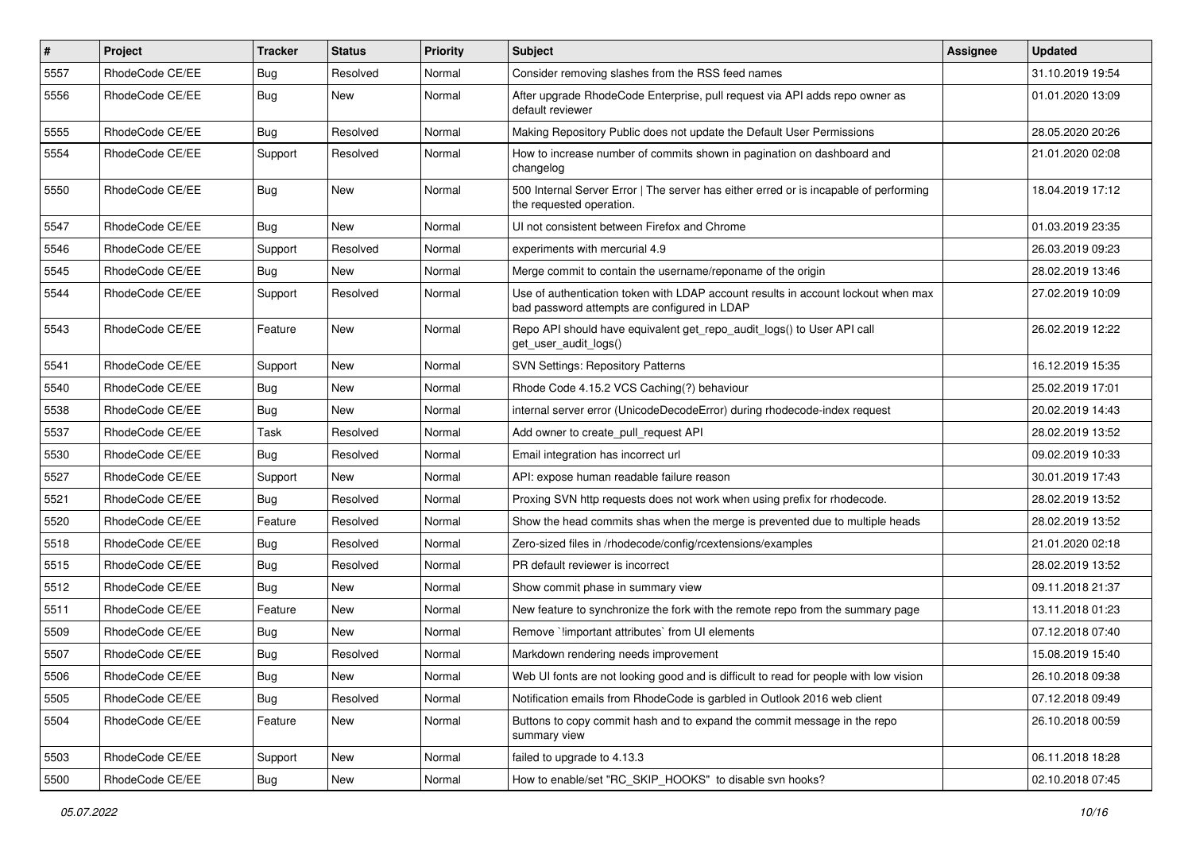| # | Project | Tracker | Status | Priority | Subject | Assignee | Updated |
|---|---|---|---|---|---|---|---|
| 5557 | RhodeCode CE/EE | Bug | Resolved | Normal | Consider removing slashes from the RSS feed names | | 31.10.2019 19:54 |
| 5556 | RhodeCode CE/EE | Bug | New | Normal | After upgrade RhodeCode Enterprise, pull request via API adds repo owner as default reviewer | | 01.01.2020 13:09 |
| 5555 | RhodeCode CE/EE | Bug | Resolved | Normal | Making Repository Public does not update the Default User Permissions | | 28.05.2020 20:26 |
| 5554 | RhodeCode CE/EE | Support | Resolved | Normal | How to increase number of commits shown in pagination on dashboard and changelog | | 21.01.2020 02:08 |
| 5550 | RhodeCode CE/EE | Bug | New | Normal | 500 Internal Server Error \| The server has either erred or is incapable of performing the requested operation. | | 18.04.2019 17:12 |
| 5547 | RhodeCode CE/EE | Bug | New | Normal | UI not consistent between Firefox and Chrome | | 01.03.2019 23:35 |
| 5546 | RhodeCode CE/EE | Support | Resolved | Normal | experiments with mercurial 4.9 | | 26.03.2019 09:23 |
| 5545 | RhodeCode CE/EE | Bug | New | Normal | Merge commit to contain the username/reponame of the origin | | 28.02.2019 13:46 |
| 5544 | RhodeCode CE/EE | Support | Resolved | Normal | Use of authentication token with LDAP account results in account lockout when max bad password attempts are configured in LDAP | | 27.02.2019 10:09 |
| 5543 | RhodeCode CE/EE | Feature | New | Normal | Repo API should have equivalent get_repo_audit_logs() to User API call get_user_audit_logs() | | 26.02.2019 12:22 |
| 5541 | RhodeCode CE/EE | Support | New | Normal | SVN Settings: Repository Patterns | | 16.12.2019 15:35 |
| 5540 | RhodeCode CE/EE | Bug | New | Normal | Rhode Code 4.15.2 VCS Caching(?) behaviour | | 25.02.2019 17:01 |
| 5538 | RhodeCode CE/EE | Bug | New | Normal | internal server error (UnicodeDecodeError) during rhodecode-index request | | 20.02.2019 14:43 |
| 5537 | RhodeCode CE/EE | Task | Resolved | Normal | Add owner to create_pull_request API | | 28.02.2019 13:52 |
| 5530 | RhodeCode CE/EE | Bug | Resolved | Normal | Email integration has incorrect url | | 09.02.2019 10:33 |
| 5527 | RhodeCode CE/EE | Support | New | Normal | API: expose human readable failure reason | | 30.01.2019 17:43 |
| 5521 | RhodeCode CE/EE | Bug | Resolved | Normal | Proxing SVN http requests does not work when using prefix for rhodecode. | | 28.02.2019 13:52 |
| 5520 | RhodeCode CE/EE | Feature | Resolved | Normal | Show the head commits shas when the merge is prevented due to multiple heads | | 28.02.2019 13:52 |
| 5518 | RhodeCode CE/EE | Bug | Resolved | Normal | Zero-sized files in /rhodecode/config/rcextensions/examples | | 21.01.2020 02:18 |
| 5515 | RhodeCode CE/EE | Bug | Resolved | Normal | PR default reviewer is incorrect | | 28.02.2019 13:52 |
| 5512 | RhodeCode CE/EE | Bug | New | Normal | Show commit phase in summary view | | 09.11.2018 21:37 |
| 5511 | RhodeCode CE/EE | Feature | New | Normal | New feature to synchronize the fork with the remote repo from the summary page | | 13.11.2018 01:23 |
| 5509 | RhodeCode CE/EE | Bug | New | Normal | Remove `!important attributes` from UI elements | | 07.12.2018 07:40 |
| 5507 | RhodeCode CE/EE | Bug | Resolved | Normal | Markdown rendering needs improvement | | 15.08.2019 15:40 |
| 5506 | RhodeCode CE/EE | Bug | New | Normal | Web UI fonts are not looking good and is difficult to read for people with low vision | | 26.10.2018 09:38 |
| 5505 | RhodeCode CE/EE | Bug | Resolved | Normal | Notification emails from RhodeCode is garbled in Outlook 2016 web client | | 07.12.2018 09:49 |
| 5504 | RhodeCode CE/EE | Feature | New | Normal | Buttons to copy commit hash and to expand the commit message in the repo summary view | | 26.10.2018 00:59 |
| 5503 | RhodeCode CE/EE | Support | New | Normal | failed to upgrade to 4.13.3 | | 06.11.2018 18:28 |
| 5500 | RhodeCode CE/EE | Bug | New | Normal | How to enable/set "RC_SKIP_HOOKS" to disable svn hooks? | | 02.10.2018 07:45 |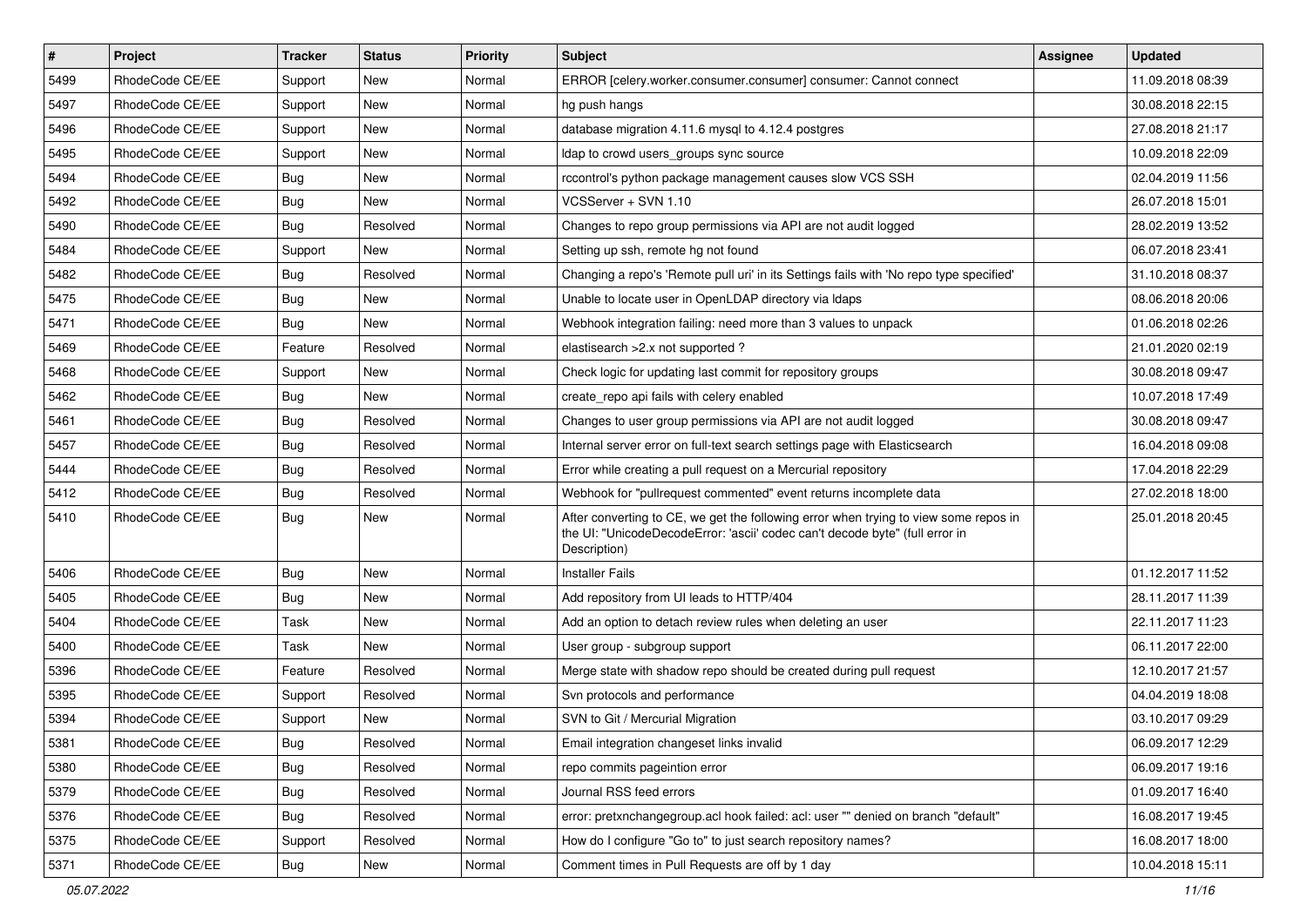| # | Project | Tracker | Status | Priority | Subject | Assignee | Updated |
|---|---|---|---|---|---|---|---|
| 5499 | RhodeCode CE/EE | Support | New | Normal | ERROR [celery.worker.consumer.consumer] consumer: Cannot connect | | 11.09.2018 08:39 |
| 5497 | RhodeCode CE/EE | Support | New | Normal | hg push hangs | | 30.08.2018 22:15 |
| 5496 | RhodeCode CE/EE | Support | New | Normal | database migration 4.11.6 mysql to 4.12.4 postgres | | 27.08.2018 21:17 |
| 5495 | RhodeCode CE/EE | Support | New | Normal | ldap to crowd users_groups sync source | | 10.09.2018 22:09 |
| 5494 | RhodeCode CE/EE | Bug | New | Normal | rccontrol's python package management causes slow VCS SSH | | 02.04.2019 11:56 |
| 5492 | RhodeCode CE/EE | Bug | New | Normal | VCSServer + SVN 1.10 | | 26.07.2018 15:01 |
| 5490 | RhodeCode CE/EE | Bug | Resolved | Normal | Changes to repo group permissions via API are not audit logged | | 28.02.2019 13:52 |
| 5484 | RhodeCode CE/EE | Support | New | Normal | Setting up ssh, remote hg not found | | 06.07.2018 23:41 |
| 5482 | RhodeCode CE/EE | Bug | Resolved | Normal | Changing a repo's 'Remote pull uri' in its Settings fails with 'No repo type specified' | | 31.10.2018 08:37 |
| 5475 | RhodeCode CE/EE | Bug | New | Normal | Unable to locate user in OpenLDAP directory via ldaps | | 08.06.2018 20:06 |
| 5471 | RhodeCode CE/EE | Bug | New | Normal | Webhook integration failing: need more than 3 values to unpack | | 01.06.2018 02:26 |
| 5469 | RhodeCode CE/EE | Feature | Resolved | Normal | elastisearch >2.x not supported ? | | 21.01.2020 02:19 |
| 5468 | RhodeCode CE/EE | Support | New | Normal | Check logic for updating last commit for repository groups | | 30.08.2018 09:47 |
| 5462 | RhodeCode CE/EE | Bug | New | Normal | create_repo api fails with celery enabled | | 10.07.2018 17:49 |
| 5461 | RhodeCode CE/EE | Bug | Resolved | Normal | Changes to user group permissions via API are not audit logged | | 30.08.2018 09:47 |
| 5457 | RhodeCode CE/EE | Bug | Resolved | Normal | Internal server error on full-text search settings page with Elasticsearch | | 16.04.2018 09:08 |
| 5444 | RhodeCode CE/EE | Bug | Resolved | Normal | Error while creating a pull request on a Mercurial repository | | 17.04.2018 22:29 |
| 5412 | RhodeCode CE/EE | Bug | Resolved | Normal | Webhook for "pullrequest commented" event returns incomplete data | | 27.02.2018 18:00 |
| 5410 | RhodeCode CE/EE | Bug | New | Normal | After converting to CE, we get the following error when trying to view some repos in the UI: "UnicodeDecodeError: 'ascii' codec can't decode byte" (full error in Description) | | 25.01.2018 20:45 |
| 5406 | RhodeCode CE/EE | Bug | New | Normal | Installer Fails | | 01.12.2017 11:52 |
| 5405 | RhodeCode CE/EE | Bug | New | Normal | Add repository from UI leads to HTTP/404 | | 28.11.2017 11:39 |
| 5404 | RhodeCode CE/EE | Task | New | Normal | Add an option to detach review rules when deleting an user | | 22.11.2017 11:23 |
| 5400 | RhodeCode CE/EE | Task | New | Normal | User group - subgroup support | | 06.11.2017 22:00 |
| 5396 | RhodeCode CE/EE | Feature | Resolved | Normal | Merge state with shadow repo should be created during pull request | | 12.10.2017 21:57 |
| 5395 | RhodeCode CE/EE | Support | Resolved | Normal | Svn protocols and performance | | 04.04.2019 18:08 |
| 5394 | RhodeCode CE/EE | Support | New | Normal | SVN to Git / Mercurial Migration | | 03.10.2017 09:29 |
| 5381 | RhodeCode CE/EE | Bug | Resolved | Normal | Email integration changeset links invalid | | 06.09.2017 12:29 |
| 5380 | RhodeCode CE/EE | Bug | Resolved | Normal | repo commits pageintion error | | 06.09.2017 19:16 |
| 5379 | RhodeCode CE/EE | Bug | Resolved | Normal | Journal RSS feed errors | | 01.09.2017 16:40 |
| 5376 | RhodeCode CE/EE | Bug | Resolved | Normal | error: pretxnchangegroup.acl hook failed: acl: user "" denied on branch "default" | | 16.08.2017 19:45 |
| 5375 | RhodeCode CE/EE | Support | Resolved | Normal | How do I configure "Go to" to just search repository names? | | 16.08.2017 18:00 |
| 5371 | RhodeCode CE/EE | Bug | New | Normal | Comment times in Pull Requests are off by 1 day | | 10.04.2018 15:11 |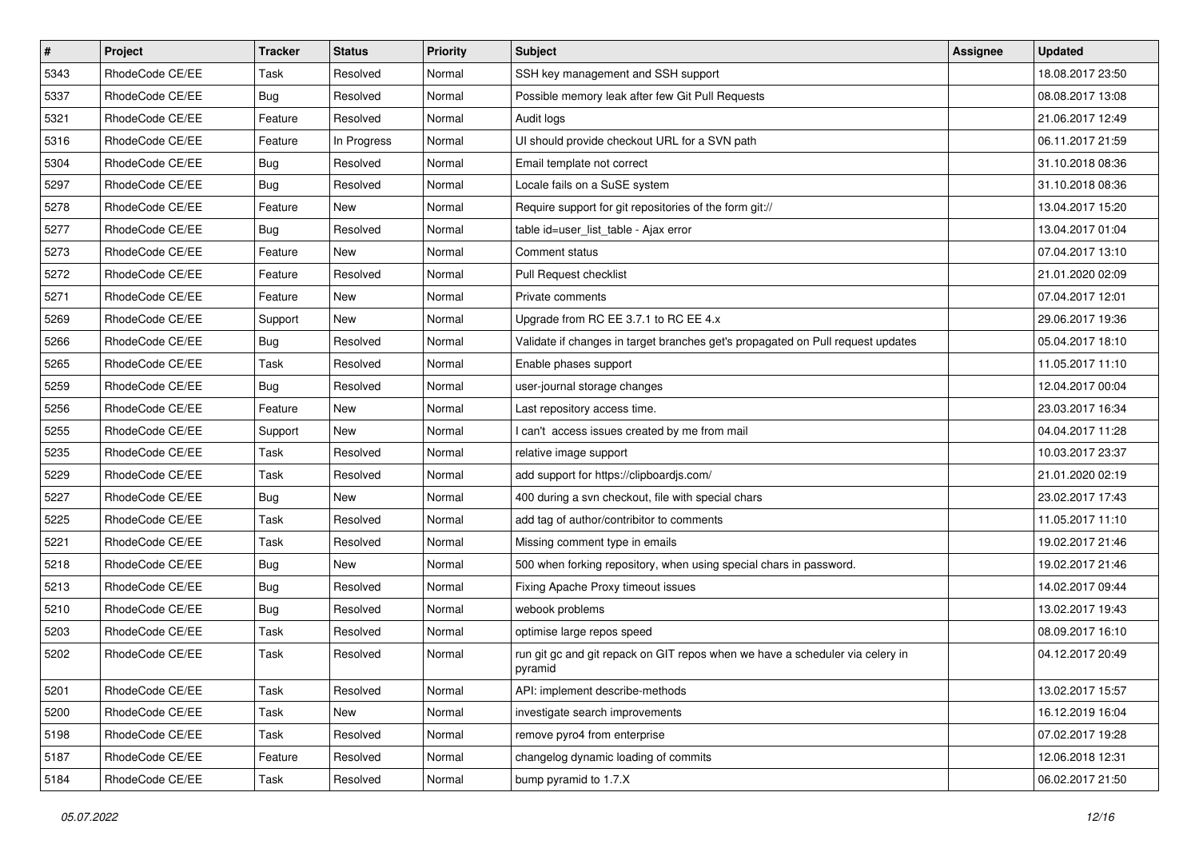| # | Project | Tracker | Status | Priority | Subject | Assignee | Updated |
|---|---|---|---|---|---|---|---|
| 5343 | RhodeCode CE/EE | Task | Resolved | Normal | SSH key management and SSH support | | 18.08.2017 23:50 |
| 5337 | RhodeCode CE/EE | Bug | Resolved | Normal | Possible memory leak after few Git Pull Requests | | 08.08.2017 13:08 |
| 5321 | RhodeCode CE/EE | Feature | Resolved | Normal | Audit logs | | 21.06.2017 12:49 |
| 5316 | RhodeCode CE/EE | Feature | In Progress | Normal | UI should provide checkout URL for a SVN path | | 06.11.2017 21:59 |
| 5304 | RhodeCode CE/EE | Bug | Resolved | Normal | Email template not correct | | 31.10.2018 08:36 |
| 5297 | RhodeCode CE/EE | Bug | Resolved | Normal | Locale fails on a SuSE system | | 31.10.2018 08:36 |
| 5278 | RhodeCode CE/EE | Feature | New | Normal | Require support for git repositories of the form git:// | | 13.04.2017 15:20 |
| 5277 | RhodeCode CE/EE | Bug | Resolved | Normal | table id=user_list_table - Ajax error | | 13.04.2017 01:04 |
| 5273 | RhodeCode CE/EE | Feature | New | Normal | Comment status | | 07.04.2017 13:10 |
| 5272 | RhodeCode CE/EE | Feature | Resolved | Normal | Pull Request checklist | | 21.01.2020 02:09 |
| 5271 | RhodeCode CE/EE | Feature | New | Normal | Private comments | | 07.04.2017 12:01 |
| 5269 | RhodeCode CE/EE | Support | New | Normal | Upgrade from RC EE 3.7.1 to RC EE 4.x | | 29.06.2017 19:36 |
| 5266 | RhodeCode CE/EE | Bug | Resolved | Normal | Validate if changes in target branches get's propagated on Pull request updates | | 05.04.2017 18:10 |
| 5265 | RhodeCode CE/EE | Task | Resolved | Normal | Enable phases support | | 11.05.2017 11:10 |
| 5259 | RhodeCode CE/EE | Bug | Resolved | Normal | user-journal storage changes | | 12.04.2017 00:04 |
| 5256 | RhodeCode CE/EE | Feature | New | Normal | Last repository access time. | | 23.03.2017 16:34 |
| 5255 | RhodeCode CE/EE | Support | New | Normal | I can't access issues created by me from mail | | 04.04.2017 11:28 |
| 5235 | RhodeCode CE/EE | Task | Resolved | Normal | relative image support | | 10.03.2017 23:37 |
| 5229 | RhodeCode CE/EE | Task | Resolved | Normal | add support for https://clipboardjs.com/ | | 21.01.2020 02:19 |
| 5227 | RhodeCode CE/EE | Bug | New | Normal | 400 during a svn checkout, file with special chars | | 23.02.2017 17:43 |
| 5225 | RhodeCode CE/EE | Task | Resolved | Normal | add tag of author/contribitor to comments | | 11.05.2017 11:10 |
| 5221 | RhodeCode CE/EE | Task | Resolved | Normal | Missing comment type in emails | | 19.02.2017 21:46 |
| 5218 | RhodeCode CE/EE | Bug | New | Normal | 500 when forking repository, when using special chars in password. | | 19.02.2017 21:46 |
| 5213 | RhodeCode CE/EE | Bug | Resolved | Normal | Fixing Apache Proxy timeout issues | | 14.02.2017 09:44 |
| 5210 | RhodeCode CE/EE | Bug | Resolved | Normal | webook problems | | 13.02.2017 19:43 |
| 5203 | RhodeCode CE/EE | Task | Resolved | Normal | optimise large repos speed | | 08.09.2017 16:10 |
| 5202 | RhodeCode CE/EE | Task | Resolved | Normal | run git gc and git repack on GIT repos when we have a scheduler via celery in pyramid | | 04.12.2017 20:49 |
| 5201 | RhodeCode CE/EE | Task | Resolved | Normal | API: implement describe-methods | | 13.02.2017 15:57 |
| 5200 | RhodeCode CE/EE | Task | New | Normal | investigate search improvements | | 16.12.2019 16:04 |
| 5198 | RhodeCode CE/EE | Task | Resolved | Normal | remove pyro4 from enterprise | | 07.02.2017 19:28 |
| 5187 | RhodeCode CE/EE | Feature | Resolved | Normal | changelog dynamic loading of commits | | 12.06.2018 12:31 |
| 5184 | RhodeCode CE/EE | Task | Resolved | Normal | bump pyramid to 1.7.X | | 06.02.2017 21:50 |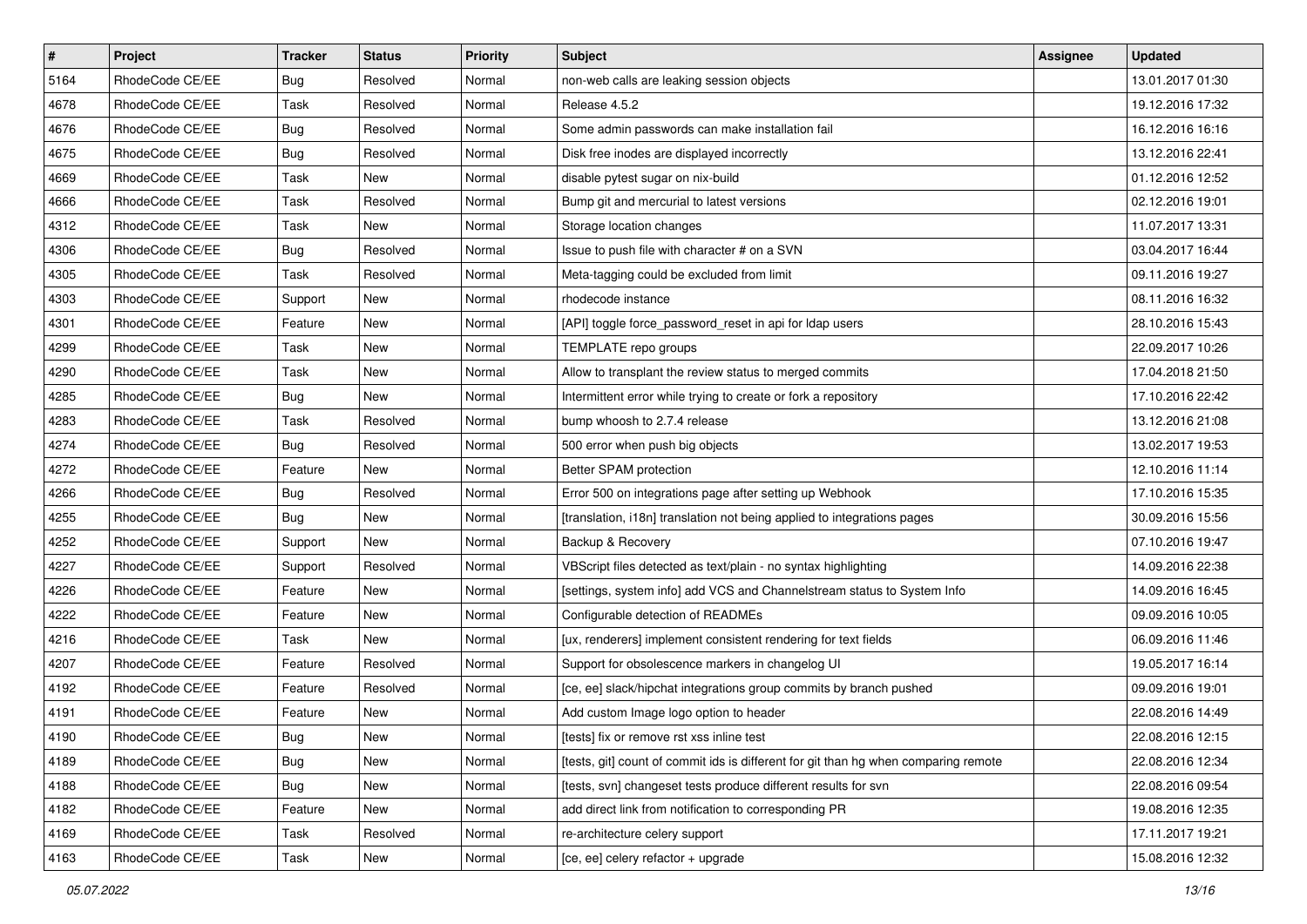| # | Project | Tracker | Status | Priority | Subject | Assignee | Updated |
|---|---|---|---|---|---|---|---|
| 5164 | RhodeCode CE/EE | Bug | Resolved | Normal | non-web calls are leaking session objects | | 13.01.2017 01:30 |
| 4678 | RhodeCode CE/EE | Task | Resolved | Normal | Release 4.5.2 | | 19.12.2016 17:32 |
| 4676 | RhodeCode CE/EE | Bug | Resolved | Normal | Some admin passwords can make installation fail | | 16.12.2016 16:16 |
| 4675 | RhodeCode CE/EE | Bug | Resolved | Normal | Disk free inodes are displayed incorrectly | | 13.12.2016 22:41 |
| 4669 | RhodeCode CE/EE | Task | New | Normal | disable pytest sugar on nix-build | | 01.12.2016 12:52 |
| 4666 | RhodeCode CE/EE | Task | Resolved | Normal | Bump git and mercurial to latest versions | | 02.12.2016 19:01 |
| 4312 | RhodeCode CE/EE | Task | New | Normal | Storage location changes | | 11.07.2017 13:31 |
| 4306 | RhodeCode CE/EE | Bug | Resolved | Normal | Issue to push file with character # on a SVN | | 03.04.2017 16:44 |
| 4305 | RhodeCode CE/EE | Task | Resolved | Normal | Meta-tagging could be excluded from limit | | 09.11.2016 19:27 |
| 4303 | RhodeCode CE/EE | Support | New | Normal | rhodecode instance | | 08.11.2016 16:32 |
| 4301 | RhodeCode CE/EE | Feature | New | Normal | [API] toggle force_password_reset in api for ldap users | | 28.10.2016 15:43 |
| 4299 | RhodeCode CE/EE | Task | New | Normal | TEMPLATE repo groups | | 22.09.2017 10:26 |
| 4290 | RhodeCode CE/EE | Task | New | Normal | Allow to transplant the review status to merged commits | | 17.04.2018 21:50 |
| 4285 | RhodeCode CE/EE | Bug | New | Normal | Intermittent error while trying to create or fork a repository | | 17.10.2016 22:42 |
| 4283 | RhodeCode CE/EE | Task | Resolved | Normal | bump whoosh to 2.7.4 release | | 13.12.2016 21:08 |
| 4274 | RhodeCode CE/EE | Bug | Resolved | Normal | 500 error when push big objects | | 13.02.2017 19:53 |
| 4272 | RhodeCode CE/EE | Feature | New | Normal | Better SPAM protection | | 12.10.2016 11:14 |
| 4266 | RhodeCode CE/EE | Bug | Resolved | Normal | Error 500 on integrations page after setting up Webhook | | 17.10.2016 15:35 |
| 4255 | RhodeCode CE/EE | Bug | New | Normal | [translation, i18n] translation not being applied to integrations pages | | 30.09.2016 15:56 |
| 4252 | RhodeCode CE/EE | Support | New | Normal | Backup & Recovery | | 07.10.2016 19:47 |
| 4227 | RhodeCode CE/EE | Support | Resolved | Normal | VBScript files detected as text/plain - no syntax highlighting | | 14.09.2016 22:38 |
| 4226 | RhodeCode CE/EE | Feature | New | Normal | [settings, system info] add VCS and Channelstream status to System Info | | 14.09.2016 16:45 |
| 4222 | RhodeCode CE/EE | Feature | New | Normal | Configurable detection of READMEs | | 09.09.2016 10:05 |
| 4216 | RhodeCode CE/EE | Task | New | Normal | [ux, renderers] implement consistent rendering for text fields | | 06.09.2016 11:46 |
| 4207 | RhodeCode CE/EE | Feature | Resolved | Normal | Support for obsolescence markers in changelog UI | | 19.05.2017 16:14 |
| 4192 | RhodeCode CE/EE | Feature | Resolved | Normal | [ce, ee] slack/hipchat integrations group commits by branch pushed | | 09.09.2016 19:01 |
| 4191 | RhodeCode CE/EE | Feature | New | Normal | Add custom Image logo option to header | | 22.08.2016 14:49 |
| 4190 | RhodeCode CE/EE | Bug | New | Normal | [tests] fix or remove rst xss inline test | | 22.08.2016 12:15 |
| 4189 | RhodeCode CE/EE | Bug | New | Normal | [tests, git] count of commit ids is different for git than hg when comparing remote | | 22.08.2016 12:34 |
| 4188 | RhodeCode CE/EE | Bug | New | Normal | [tests, svn] changeset tests produce different results for svn | | 22.08.2016 09:54 |
| 4182 | RhodeCode CE/EE | Feature | New | Normal | add direct link from notification to corresponding PR | | 19.08.2016 12:35 |
| 4169 | RhodeCode CE/EE | Task | Resolved | Normal | re-architecture celery support | | 17.11.2017 19:21 |
| 4163 | RhodeCode CE/EE | Task | New | Normal | [ce, ee] celery refactor + upgrade | | 15.08.2016 12:32 |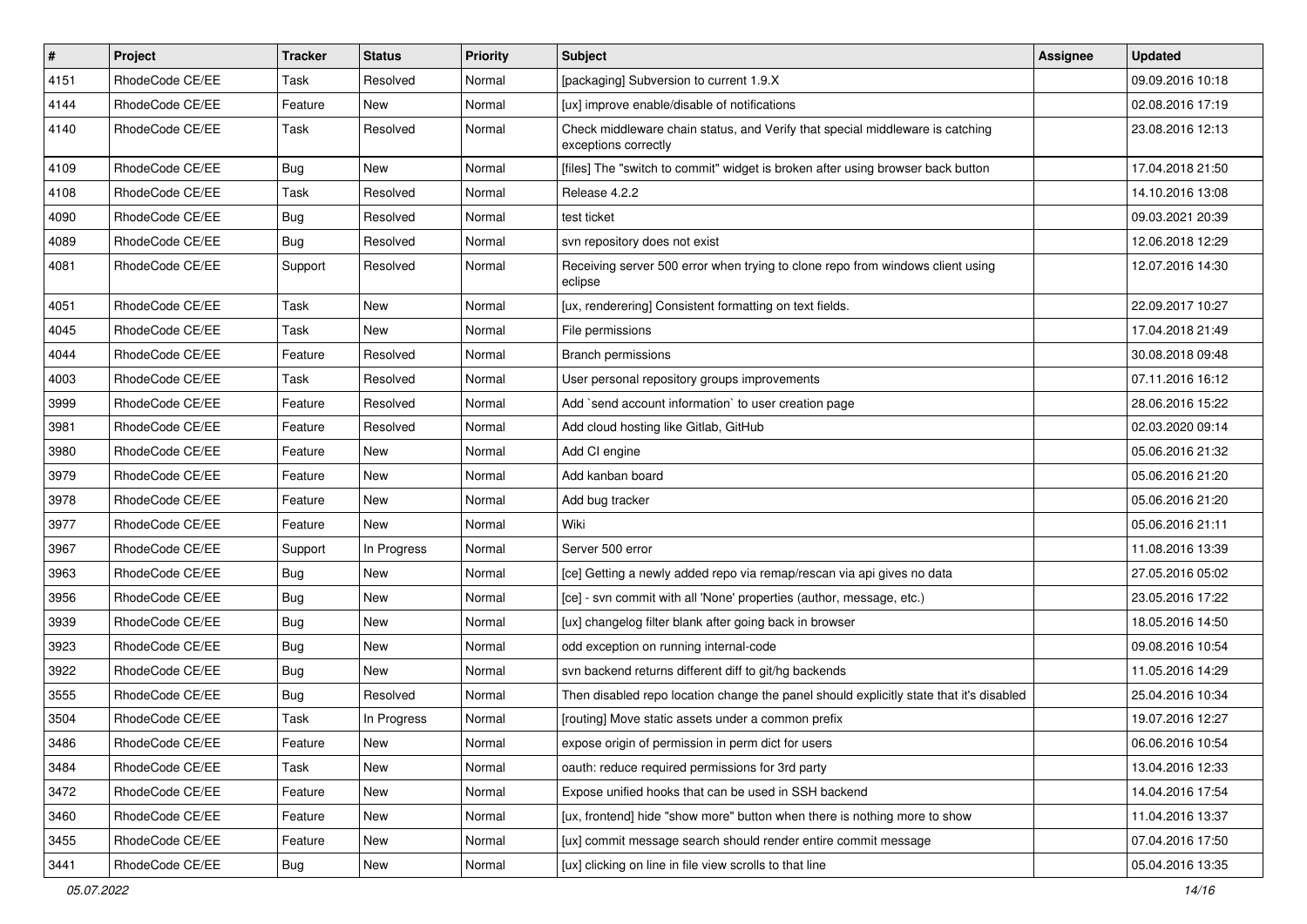| # | Project | Tracker | Status | Priority | Subject | Assignee | Updated |
|---|---|---|---|---|---|---|---|
| 4151 | RhodeCode CE/EE | Task | Resolved | Normal | [packaging] Subversion to current 1.9.X | | 09.09.2016 10:18 |
| 4144 | RhodeCode CE/EE | Feature | New | Normal | [ux] improve enable/disable of notifications | | 02.08.2016 17:19 |
| 4140 | RhodeCode CE/EE | Task | Resolved | Normal | Check middleware chain status, and Verify that special middleware is catching exceptions correctly | | 23.08.2016 12:13 |
| 4109 | RhodeCode CE/EE | Bug | New | Normal | [files] The "switch to commit" widget is broken after using browser back button | | 17.04.2018 21:50 |
| 4108 | RhodeCode CE/EE | Task | Resolved | Normal | Release 4.2.2 | | 14.10.2016 13:08 |
| 4090 | RhodeCode CE/EE | Bug | Resolved | Normal | test ticket | | 09.03.2021 20:39 |
| 4089 | RhodeCode CE/EE | Bug | Resolved | Normal | svn repository does not exist | | 12.06.2018 12:29 |
| 4081 | RhodeCode CE/EE | Support | Resolved | Normal | Receiving server 500 error when trying to clone repo from windows client using eclipse | | 12.07.2016 14:30 |
| 4051 | RhodeCode CE/EE | Task | New | Normal | [ux, renderering] Consistent formatting on text fields. | | 22.09.2017 10:27 |
| 4045 | RhodeCode CE/EE | Task | New | Normal | File permissions | | 17.04.2018 21:49 |
| 4044 | RhodeCode CE/EE | Feature | Resolved | Normal | Branch permissions | | 30.08.2018 09:48 |
| 4003 | RhodeCode CE/EE | Task | Resolved | Normal | User personal repository groups improvements | | 07.11.2016 16:12 |
| 3999 | RhodeCode CE/EE | Feature | Resolved | Normal | Add `send account information` to user creation page | | 28.06.2016 15:22 |
| 3981 | RhodeCode CE/EE | Feature | Resolved | Normal | Add cloud hosting like Gitlab, GitHub | | 02.03.2020 09:14 |
| 3980 | RhodeCode CE/EE | Feature | New | Normal | Add CI engine | | 05.06.2016 21:32 |
| 3979 | RhodeCode CE/EE | Feature | New | Normal | Add kanban board | | 05.06.2016 21:20 |
| 3978 | RhodeCode CE/EE | Feature | New | Normal | Add bug tracker | | 05.06.2016 21:20 |
| 3977 | RhodeCode CE/EE | Feature | New | Normal | Wiki | | 05.06.2016 21:11 |
| 3967 | RhodeCode CE/EE | Support | In Progress | Normal | Server 500 error | | 11.08.2016 13:39 |
| 3963 | RhodeCode CE/EE | Bug | New | Normal | [ce] Getting a newly added repo via remap/rescan via api gives no data | | 27.05.2016 05:02 |
| 3956 | RhodeCode CE/EE | Bug | New | Normal | [ce] - svn commit with all 'None' properties (author, message, etc.) | | 23.05.2016 17:22 |
| 3939 | RhodeCode CE/EE | Bug | New | Normal | [ux] changelog filter blank after going back in browser | | 18.05.2016 14:50 |
| 3923 | RhodeCode CE/EE | Bug | New | Normal | odd exception on running internal-code | | 09.08.2016 10:54 |
| 3922 | RhodeCode CE/EE | Bug | New | Normal | svn backend returns different diff to git/hg backends | | 11.05.2016 14:29 |
| 3555 | RhodeCode CE/EE | Bug | Resolved | Normal | Then disabled repo location change the panel should explicitly state that it's disabled | | 25.04.2016 10:34 |
| 3504 | RhodeCode CE/EE | Task | In Progress | Normal | [routing] Move static assets under a common prefix | | 19.07.2016 12:27 |
| 3486 | RhodeCode CE/EE | Feature | New | Normal | expose origin of permission in perm dict for users | | 06.06.2016 10:54 |
| 3484 | RhodeCode CE/EE | Task | New | Normal | oauth: reduce required permissions for 3rd party | | 13.04.2016 12:33 |
| 3472 | RhodeCode CE/EE | Feature | New | Normal | Expose unified hooks that can be used in SSH backend | | 14.04.2016 17:54 |
| 3460 | RhodeCode CE/EE | Feature | New | Normal | [ux, frontend] hide "show more" button when there is nothing more to show | | 11.04.2016 13:37 |
| 3455 | RhodeCode CE/EE | Feature | New | Normal | [ux] commit message search should render entire commit message | | 07.04.2016 17:50 |
| 3441 | RhodeCode CE/EE | Bug | New | Normal | [ux] clicking on line in file view scrolls to that line | | 05.04.2016 13:35 |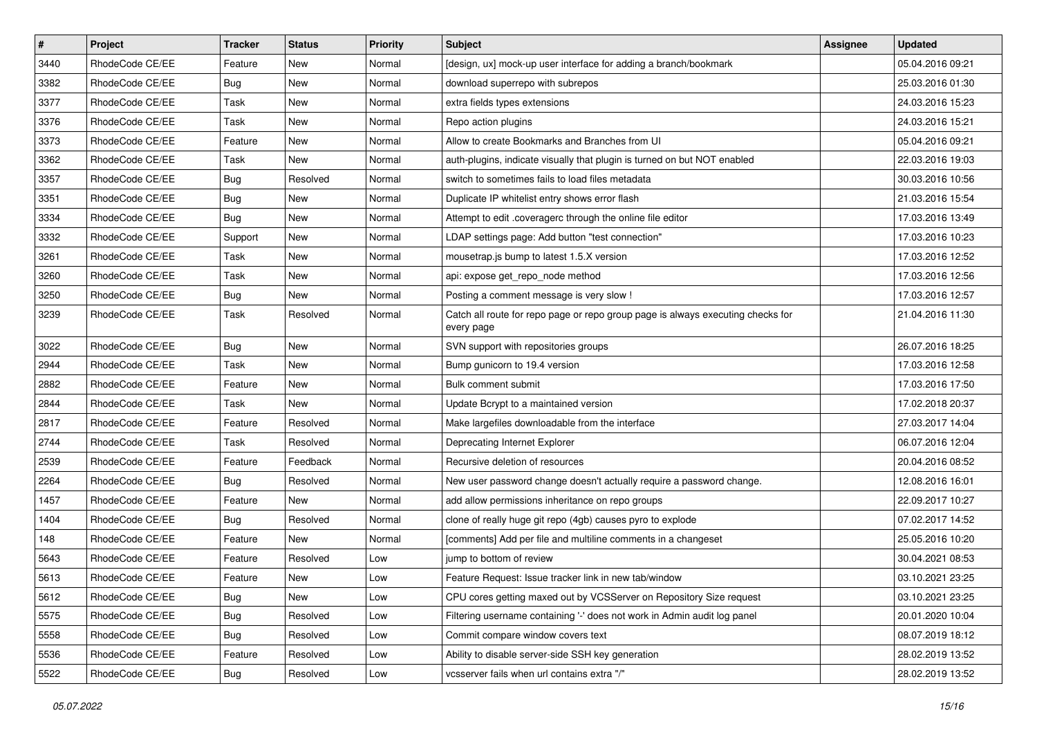| # | Project | Tracker | Status | Priority | Subject | Assignee | Updated |
|---|---|---|---|---|---|---|---|
| 3440 | RhodeCode CE/EE | Feature | New | Normal | [design, ux] mock-up user interface for adding a branch/bookmark | | 05.04.2016 09:21 |
| 3382 | RhodeCode CE/EE | Bug | New | Normal | download superrepo with subrepos | | 25.03.2016 01:30 |
| 3377 | RhodeCode CE/EE | Task | New | Normal | extra fields types extensions | | 24.03.2016 15:23 |
| 3376 | RhodeCode CE/EE | Task | New | Normal | Repo action plugins | | 24.03.2016 15:21 |
| 3373 | RhodeCode CE/EE | Feature | New | Normal | Allow to create Bookmarks and Branches from UI | | 05.04.2016 09:21 |
| 3362 | RhodeCode CE/EE | Task | New | Normal | auth-plugins, indicate visually that plugin is turned on but NOT enabled | | 22.03.2016 19:03 |
| 3357 | RhodeCode CE/EE | Bug | Resolved | Normal | switch to sometimes fails to load files metadata | | 30.03.2016 10:56 |
| 3351 | RhodeCode CE/EE | Bug | New | Normal | Duplicate IP whitelist entry shows error flash | | 21.03.2016 15:54 |
| 3334 | RhodeCode CE/EE | Bug | New | Normal | Attempt to edit .coveragerc through the online file editor | | 17.03.2016 13:49 |
| 3332 | RhodeCode CE/EE | Support | New | Normal | LDAP settings page: Add button "test connection" | | 17.03.2016 10:23 |
| 3261 | RhodeCode CE/EE | Task | New | Normal | mousetrap.js bump to latest 1.5.X version | | 17.03.2016 12:52 |
| 3260 | RhodeCode CE/EE | Task | New | Normal | api: expose get_repo_node method | | 17.03.2016 12:56 |
| 3250 | RhodeCode CE/EE | Bug | New | Normal | Posting a comment message is very slow ! | | 17.03.2016 12:57 |
| 3239 | RhodeCode CE/EE | Task | Resolved | Normal | Catch all route for repo page or repo group page is always executing checks for every page | | 21.04.2016 11:30 |
| 3022 | RhodeCode CE/EE | Bug | New | Normal | SVN support with repositories groups | | 26.07.2016 18:25 |
| 2944 | RhodeCode CE/EE | Task | New | Normal | Bump gunicorn to 19.4 version | | 17.03.2016 12:58 |
| 2882 | RhodeCode CE/EE | Feature | New | Normal | Bulk comment submit | | 17.03.2016 17:50 |
| 2844 | RhodeCode CE/EE | Task | New | Normal | Update Bcrypt to a maintained version | | 17.02.2018 20:37 |
| 2817 | RhodeCode CE/EE | Feature | Resolved | Normal | Make largefiles downloadable from the interface | | 27.03.2017 14:04 |
| 2744 | RhodeCode CE/EE | Task | Resolved | Normal | Deprecating Internet Explorer | | 06.07.2016 12:04 |
| 2539 | RhodeCode CE/EE | Feature | Feedback | Normal | Recursive deletion of resources | | 20.04.2016 08:52 |
| 2264 | RhodeCode CE/EE | Bug | Resolved | Normal | New user password change doesn't actually require a password change. | | 12.08.2016 16:01 |
| 1457 | RhodeCode CE/EE | Feature | New | Normal | add allow permissions inheritance on repo groups | | 22.09.2017 10:27 |
| 1404 | RhodeCode CE/EE | Bug | Resolved | Normal | clone of really huge git repo (4gb) causes pyro to explode | | 07.02.2017 14:52 |
| 148 | RhodeCode CE/EE | Feature | New | Normal | [comments] Add per file and multiline comments in a changeset | | 25.05.2016 10:20 |
| 5643 | RhodeCode CE/EE | Feature | Resolved | Low | jump to bottom of review | | 30.04.2021 08:53 |
| 5613 | RhodeCode CE/EE | Feature | New | Low | Feature Request: Issue tracker link in new tab/window | | 03.10.2021 23:25 |
| 5612 | RhodeCode CE/EE | Bug | New | Low | CPU cores getting maxed out by VCSServer on Repository Size request | | 03.10.2021 23:25 |
| 5575 | RhodeCode CE/EE | Bug | Resolved | Low | Filtering username containing '-' does not work in Admin audit log panel | | 20.01.2020 10:04 |
| 5558 | RhodeCode CE/EE | Bug | Resolved | Low | Commit compare window covers text | | 08.07.2019 18:12 |
| 5536 | RhodeCode CE/EE | Feature | Resolved | Low | Ability to disable server-side SSH key generation | | 28.02.2019 13:52 |
| 5522 | RhodeCode CE/EE | Bug | Resolved | Low | vcsserver fails when url contains extra "/" | | 28.02.2019 13:52 |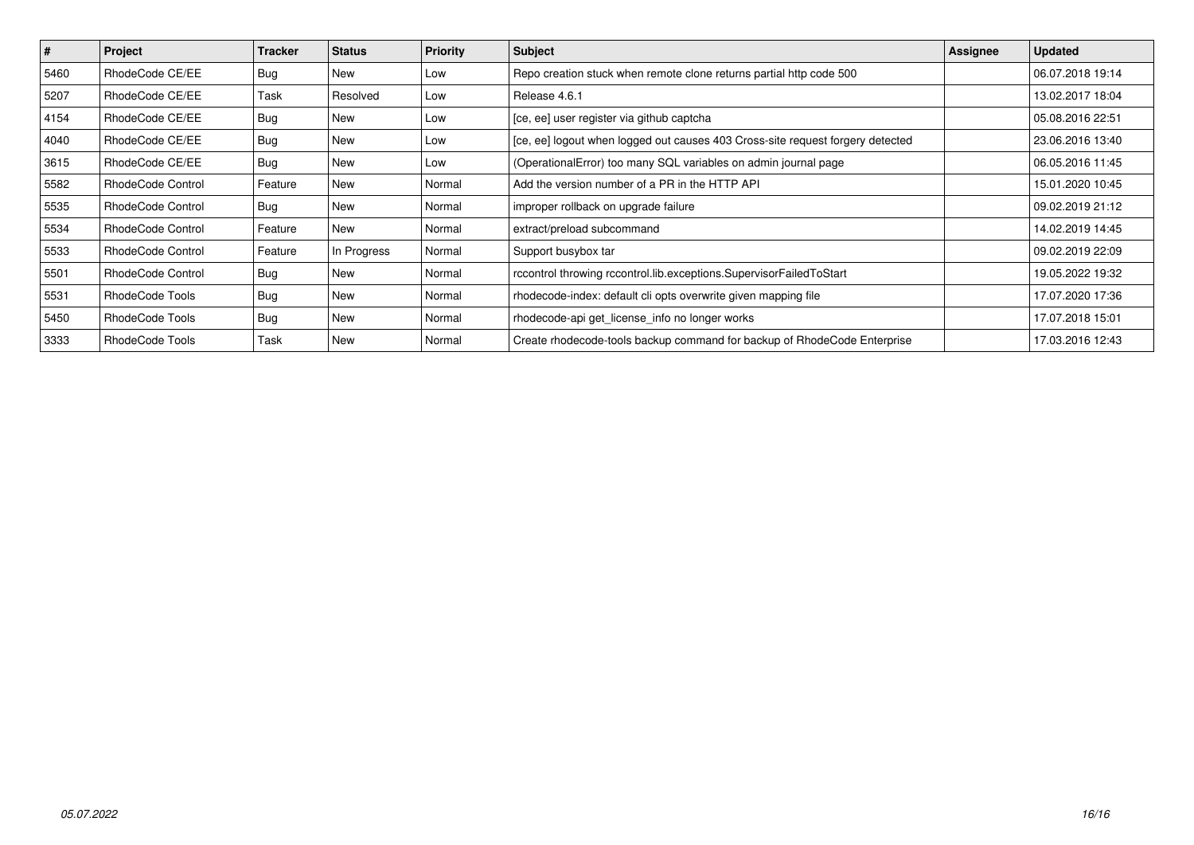| # | Project | Tracker | Status | Priority | Subject | Assignee | Updated |
|---|---|---|---|---|---|---|---|
| 5460 | RhodeCode CE/EE | Bug | New | Low | Repo creation stuck when remote clone returns partial http code 500 | | 06.07.2018 19:14 |
| 5207 | RhodeCode CE/EE | Task | Resolved | Low | Release 4.6.1 | | 13.02.2017 18:04 |
| 4154 | RhodeCode CE/EE | Bug | New | Low | [ce, ee] user register via github captcha | | 05.08.2016 22:51 |
| 4040 | RhodeCode CE/EE | Bug | New | Low | [ce, ee] logout when logged out causes 403 Cross-site request forgery detected | | 23.06.2016 13:40 |
| 3615 | RhodeCode CE/EE | Bug | New | Low | (OperationalError) too many SQL variables on admin journal page | | 06.05.2016 11:45 |
| 5582 | RhodeCode Control | Feature | New | Normal | Add the version number of a PR in the HTTP API | | 15.01.2020 10:45 |
| 5535 | RhodeCode Control | Bug | New | Normal | improper rollback on upgrade failure | | 09.02.2019 21:12 |
| 5534 | RhodeCode Control | Feature | New | Normal | extract/preload subcommand | | 14.02.2019 14:45 |
| 5533 | RhodeCode Control | Feature | In Progress | Normal | Support busybox tar | | 09.02.2019 22:09 |
| 5501 | RhodeCode Control | Bug | New | Normal | rccontrol throwing rccontrol.lib.exceptions.SupervisorFailedToStart | | 19.05.2022 19:32 |
| 5531 | RhodeCode Tools | Bug | New | Normal | rhodecode-index: default cli opts overwrite given mapping file | | 17.07.2020 17:36 |
| 5450 | RhodeCode Tools | Bug | New | Normal | rhodecode-api get_license_info no longer works | | 17.07.2018 15:01 |
| 3333 | RhodeCode Tools | Task | New | Normal | Create rhodecode-tools backup command for backup of RhodeCode Enterprise | | 17.03.2016 12:43 |